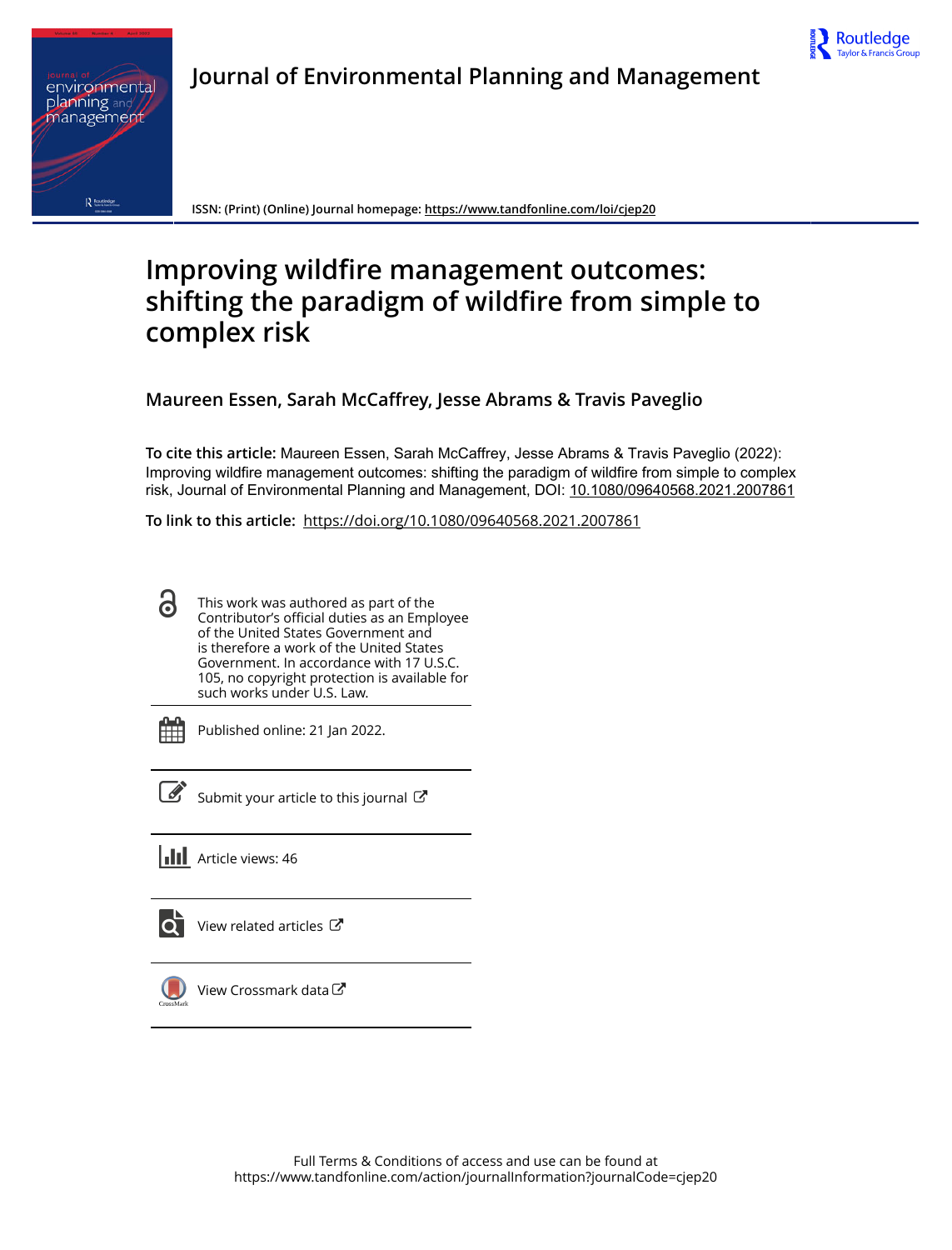# Journal of Environmental Planning and Management

ISSN: (Print) (Online) Journal homepage: https://www.tandfonline.com/loi/cjep20

## Improving wildfire management outcomes: shifting the paradigm of wildfire from simple to complex risk

**Maureen Essen, Sarah McCaffrey, Jesse Abrams & Travis Paveglio**

**To cite this article:** Maureen Essen, Sarah McCaffrey, Jesse Abrams & Travis Paveglio (2022): Improving wildfire management outcomes: shifting the paradigm of wildfire from simple to complex risk, Journal of Environmental Planning and Management, DOI: 10.1080/09640568.2021.2007861

**To link to this article:** https://doi.org/10.1080/09640568.2021.2007861

This work was authored as part of the Contributor's official duties as an Employee of the United States Government and is therefore a work of the United States Government. In accordance with 17 U.S.C. 105, no copyright protection is available for such works under U.S. Law.

Published online: 21 Jan 2022.

Submit your article to this journal

Article views: 46

View related articles

View Crossmark data

Full Terms & Conditions of access and use can be found at https://www.tandfonline.com/action/journalInformation?journalCode=cjep20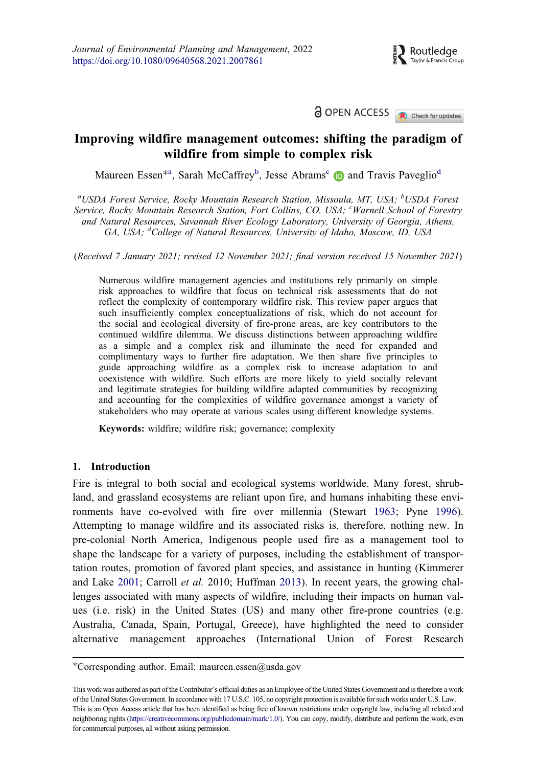# Improving wildfire management outcomes: shifting the paradigm of wildfire from simple to complex risk

Maureen Essen*[a], Sarah McCaffrey[b], Jesse Abrams[c] and Travis Paveglio[d]

[a]USDA Forest Service, Rocky Mountain Research Station, Missoula, MT, USA; [b]USDA Forest Service, Rocky Mountain Research Station, Fort Collins, CO, USA; [c]Warnell School of Forestry and Natural Resources, Savannah River Ecology Laboratory, University of Georgia, Athens, GA, USA; [d]College of Natural Resources, University of Idaho, Moscow, ID, USA

(*Received 7 January 2021; revised 12 November 2021; final version received 15 November 2021*)

Numerous wildfire management agencies and institutions rely primarily on simple risk approaches to wildfire that focus on technical risk assessments that do not reflect the complexity of contemporary wildfire risk. This review paper argues that such insufficiently complex conceptualizations of risk, which do not account for the social and ecological diversity of fire-prone areas, are key contributors to the continued wildfire dilemma. We discuss distinctions between approaching wildfire as a simple and a complex risk and illuminate the need for expanded and complimentary ways to further fire adaptation. We then share five principles to guide approaching wildfire as a complex risk to increase adaptation to and coexistence with wildfire. Such efforts are more likely to yield socially relevant and legitimate strategies for building wildfire adapted communities by recognizing and accounting for the complexities of wildfire governance amongst a variety of stakeholders who may operate at various scales using different knowledge systems.

**Keywords:** wildfire; wildfire risk; governance; complexity

## 1. Introduction

Fire is integral to both social and ecological systems worldwide. Many forest, shrubland, and grassland ecosystems are reliant upon fire, and humans inhabiting these environments have co-evolved with fire over millennia (Stewart 1963; Pyne 1996). Attempting to manage wildfire and its associated risks is, therefore, nothing new. In pre-colonial North America, Indigenous people used fire as a management tool to shape the landscape for a variety of purposes, including the establishment of transportation routes, promotion of favored plant species, and assistance in hunting (Kimmerer and Lake 2001; Carroll *et al.* 2010; Huffman 2013). In recent years, the growing challenges associated with many aspects of wildfire, including their impacts on human values (i.e. risk) in the United States (US) and many other fire-prone countries (e.g. Australia, Canada, Spain, Portugal, Greece), have highlighted the need to consider alternative management approaches (International Union of Forest Research

*Corresponding author. Email: maureen.essen@usda.gov

This work was authored as part of the Contributor's official duties as an Employee of the United States Government and is therefore a work of the United States Government. In accordance with 17 U.S.C. 105, no copyright protection is available for such works under U.S. Law. This is an Open Access article that has been identified as being free of known restrictions under copyright law, including all related and neighboring rights (https://creativecommons.org/publicdomain/mark/1.0/). You can copy, modify, distribute and perform the work, even for commercial purposes, all without asking permission.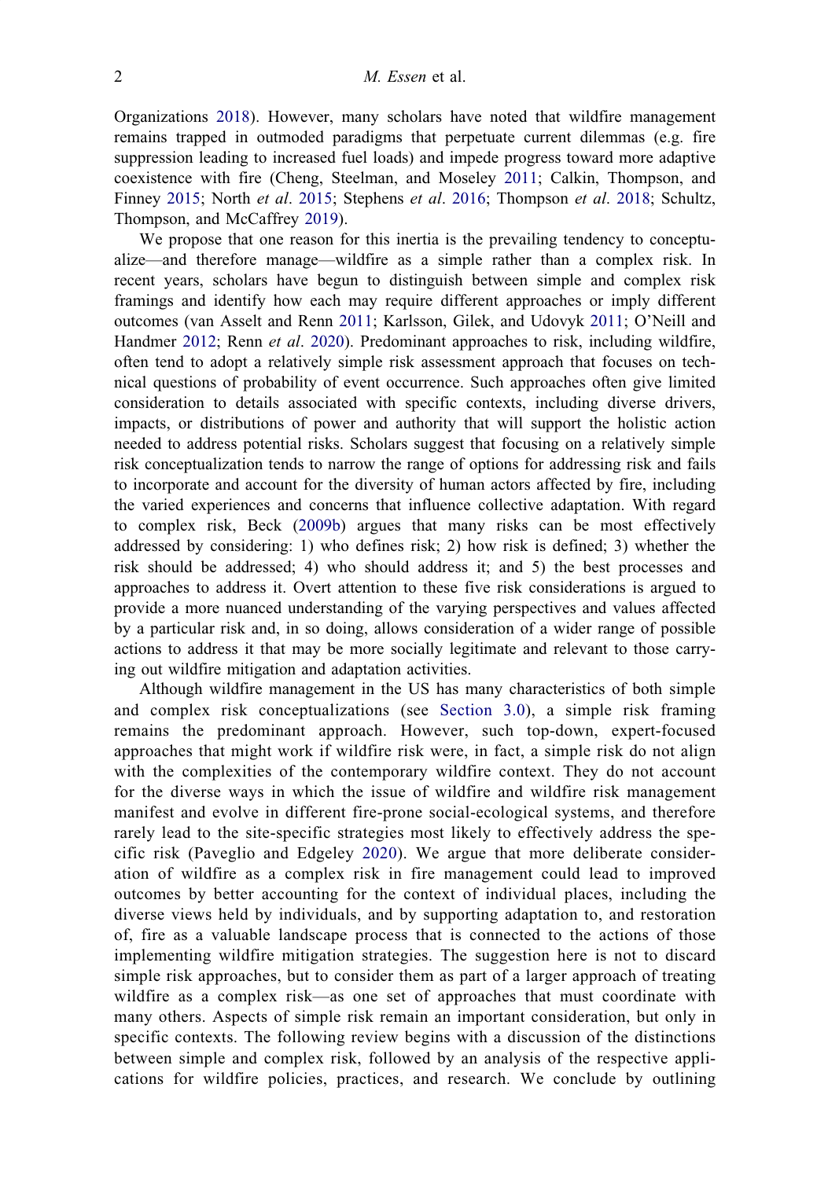Organizations 2018). However, many scholars have noted that wildfire management remains trapped in outmoded paradigms that perpetuate current dilemmas (e.g. fire suppression leading to increased fuel loads) and impede progress toward more adaptive coexistence with fire (Cheng, Steelman, and Moseley 2011; Calkin, Thompson, and Finney 2015; North *et al*. 2015; Stephens *et al*. 2016; Thompson *et al*. 2018; Schultz, Thompson, and McCaffrey 2019).

We propose that one reason for this inertia is the prevailing tendency to conceptualize—and therefore manage—wildfire as a simple rather than a complex risk. In recent years, scholars have begun to distinguish between simple and complex risk framings and identify how each may require different approaches or imply different outcomes (van Asselt and Renn 2011; Karlsson, Gilek, and Udovyk 2011; O'Neill and Handmer 2012; Renn *et al*. 2020). Predominant approaches to risk, including wildfire, often tend to adopt a relatively simple risk assessment approach that focuses on technical questions of probability of event occurrence. Such approaches often give limited consideration to details associated with specific contexts, including diverse drivers, impacts, or distributions of power and authority that will support the holistic action needed to address potential risks. Scholars suggest that focusing on a relatively simple risk conceptualization tends to narrow the range of options for addressing risk and fails to incorporate and account for the diversity of human actors affected by fire, including the varied experiences and concerns that influence collective adaptation. With regard to complex risk, Beck (2009b) argues that many risks can be most effectively addressed by considering: 1) who defines risk; 2) how risk is defined; 3) whether the risk should be addressed; 4) who should address it; and 5) the best processes and approaches to address it. Overt attention to these five risk considerations is argued to provide a more nuanced understanding of the varying perspectives and values affected by a particular risk and, in so doing, allows consideration of a wider range of possible actions to address it that may be more socially legitimate and relevant to those carrying out wildfire mitigation and adaptation activities.

Although wildfire management in the US has many characteristics of both simple and complex risk conceptualizations (see Section 3.0), a simple risk framing remains the predominant approach. However, such top-down, expert-focused approaches that might work if wildfire risk were, in fact, a simple risk do not align with the complexities of the contemporary wildfire context. They do not account for the diverse ways in which the issue of wildfire and wildfire risk management manifest and evolve in different fire-prone social-ecological systems, and therefore rarely lead to the site-specific strategies most likely to effectively address the specific risk (Paveglio and Edgeley 2020). We argue that more deliberate consideration of wildfire as a complex risk in fire management could lead to improved outcomes by better accounting for the context of individual places, including the diverse views held by individuals, and by supporting adaptation to, and restoration of, fire as a valuable landscape process that is connected to the actions of those implementing wildfire mitigation strategies. The suggestion here is not to discard simple risk approaches, but to consider them as part of a larger approach of treating wildfire as a complex risk—as one set of approaches that must coordinate with many others. Aspects of simple risk remain an important consideration, but only in specific contexts. The following review begins with a discussion of the distinctions between simple and complex risk, followed by an analysis of the respective applications for wildfire policies, practices, and research. We conclude by outlining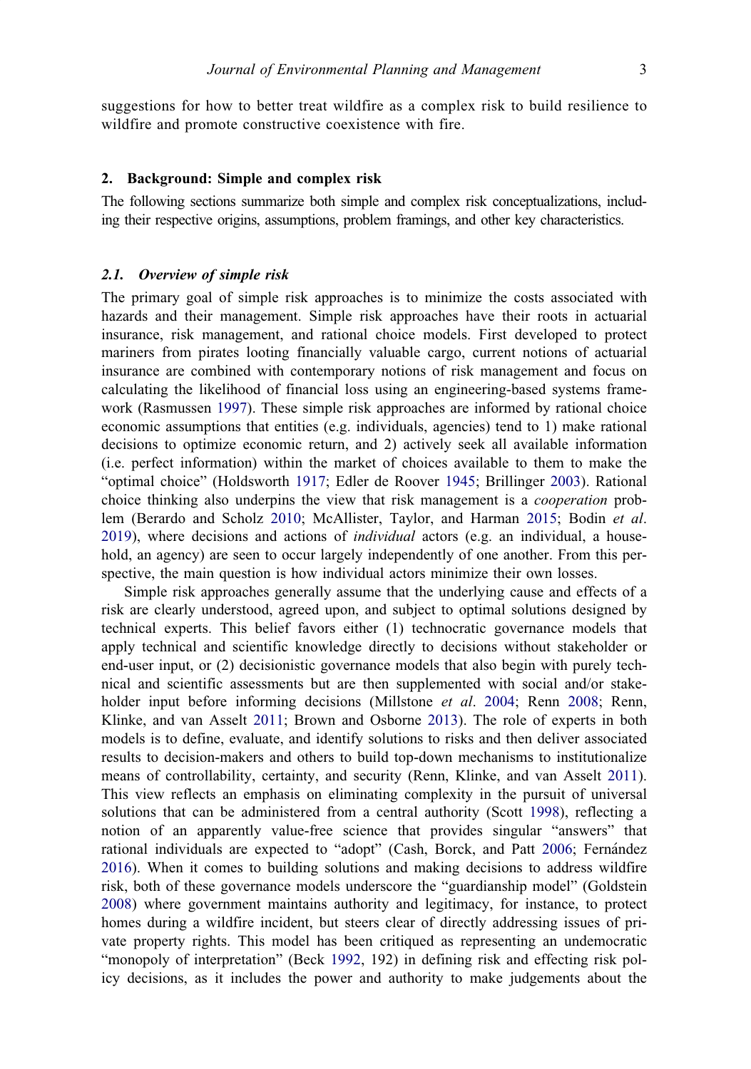suggestions for how to better treat wildfire as a complex risk to build resilience to wildfire and promote constructive coexistence with fire.

## 2. Background: Simple and complex risk

The following sections summarize both simple and complex risk conceptualizations, including their respective origins, assumptions, problem framings, and other key characteristics.

### 2.1. *Overview of simple risk*

The primary goal of simple risk approaches is to minimize the costs associated with hazards and their management. Simple risk approaches have their roots in actuarial insurance, risk management, and rational choice models. First developed to protect mariners from pirates looting financially valuable cargo, current notions of actuarial insurance are combined with contemporary notions of risk management and focus on calculating the likelihood of financial loss using an engineering-based systems framework (Rasmussen 1997). These simple risk approaches are informed by rational choice economic assumptions that entities (e.g. individuals, agencies) tend to 1) make rational decisions to optimize economic return, and 2) actively seek all available information (i.e. perfect information) within the market of choices available to them to make the "optimal choice" (Holdsworth 1917; Edler de Roover 1945; Brillinger 2003). Rational choice thinking also underpins the view that risk management is a *cooperation* problem (Berardo and Scholz 2010; McAllister, Taylor, and Harman 2015; Bodin *et al*. 2019), where decisions and actions of *individual* actors (e.g. an individual, a household, an agency) are seen to occur largely independently of one another. From this perspective, the main question is how individual actors minimize their own losses.

Simple risk approaches generally assume that the underlying cause and effects of a risk are clearly understood, agreed upon, and subject to optimal solutions designed by technical experts. This belief favors either (1) technocratic governance models that apply technical and scientific knowledge directly to decisions without stakeholder or end-user input, or (2) decisionistic governance models that also begin with purely technical and scientific assessments but are then supplemented with social and/or stakeholder input before informing decisions (Millstone *et al*. 2004; Renn 2008; Renn, Klinke, and van Asselt 2011; Brown and Osborne 2013). The role of experts in both models is to define, evaluate, and identify solutions to risks and then deliver associated results to decision-makers and others to build top-down mechanisms to institutionalize means of controllability, certainty, and security (Renn, Klinke, and van Asselt 2011). This view reflects an emphasis on eliminating complexity in the pursuit of universal solutions that can be administered from a central authority (Scott 1998), reflecting a notion of an apparently value-free science that provides singular "answers" that rational individuals are expected to "adopt" (Cash, Borck, and Patt 2006; Fernández 2016). When it comes to building solutions and making decisions to address wildfire risk, both of these governance models underscore the "guardianship model" (Goldstein 2008) where government maintains authority and legitimacy, for instance, to protect homes during a wildfire incident, but steers clear of directly addressing issues of private property rights. This model has been critiqued as representing an undemocratic "monopoly of interpretation" (Beck 1992, 192) in defining risk and effecting risk policy decisions, as it includes the power and authority to make judgements about the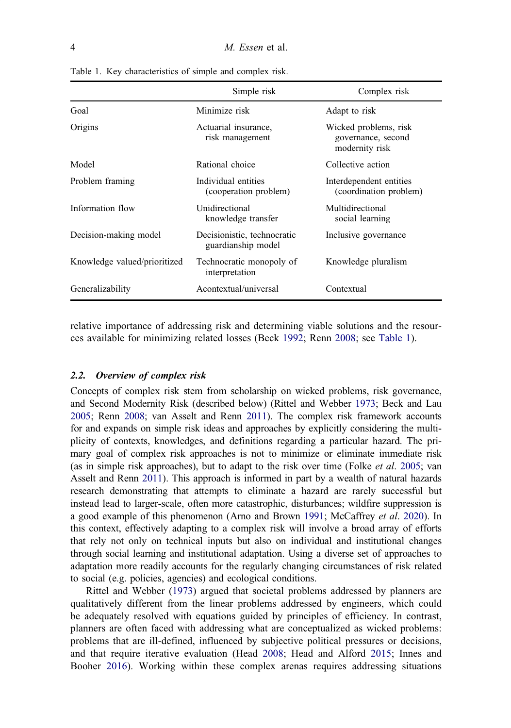Table 1. Key characteristics of simple and complex risk.

| | Simple risk | Complex risk |
|---|---|---|
| Goal | Minimize risk | Adapt to risk |
| Origins | Actuarial insurance, risk management | Wicked problems, risk governance, second modernity risk |
| Model | Rational choice | Collective action |
| Problem framing | Individual entities (cooperation problem) | Interdependent entities (coordination problem) |
| Information flow | Unidirectional knowledge transfer | Multidirectional social learning |
| Decision-making model | Decisionistic, technocratic guardianship model | Inclusive governance |
| Knowledge valued/prioritized | Technocratic monopoly of interpretation | Knowledge pluralism |
| Generalizability | Acontextual/universal | Contextual |

relative importance of addressing risk and determining viable solutions and the resources available for minimizing related losses (Beck 1992; Renn 2008; see Table 1).

### 2.2. Overview of complex risk

Concepts of complex risk stem from scholarship on wicked problems, risk governance, and Second Modernity Risk (described below) (Rittel and Webber 1973; Beck and Lau 2005; Renn 2008; van Asselt and Renn 2011). The complex risk framework accounts for and expands on simple risk ideas and approaches by explicitly considering the multiplicity of contexts, knowledges, and definitions regarding a particular hazard. The primary goal of complex risk approaches is not to minimize or eliminate immediate risk (as in simple risk approaches), but to adapt to the risk over time (Folke *et al*. 2005; van Asselt and Renn 2011). This approach is informed in part by a wealth of natural hazards research demonstrating that attempts to eliminate a hazard are rarely successful but instead lead to larger-scale, often more catastrophic, disturbances; wildfire suppression is a good example of this phenomenon (Arno and Brown 1991; McCaffrey *et al*. 2020). In this context, effectively adapting to a complex risk will involve a broad array of efforts that rely not only on technical inputs but also on individual and institutional changes through social learning and institutional adaptation. Using a diverse set of approaches to adaptation more readily accounts for the regularly changing circumstances of risk related to social (e.g. policies, agencies) and ecological conditions.

Rittel and Webber (1973) argued that societal problems addressed by planners are qualitatively different from the linear problems addressed by engineers, which could be adequately resolved with equations guided by principles of efficiency. In contrast, planners are often faced with addressing what are conceptualized as wicked problems: problems that are ill-defined, influenced by subjective political pressures or decisions, and that require iterative evaluation (Head 2008; Head and Alford 2015; Innes and Booher 2016). Working within these complex arenas requires addressing situations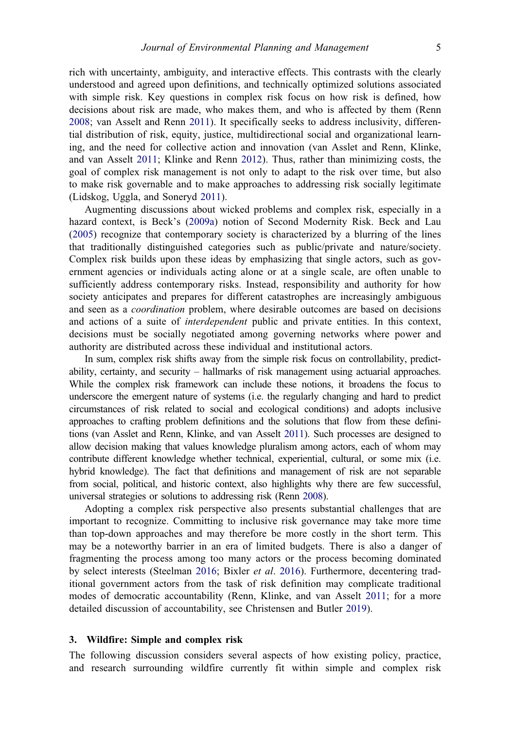rich with uncertainty, ambiguity, and interactive effects. This contrasts with the clearly understood and agreed upon definitions, and technically optimized solutions associated with simple risk. Key questions in complex risk focus on how risk is defined, how decisions about risk are made, who makes them, and who is affected by them (Renn 2008; van Asselt and Renn 2011). It specifically seeks to address inclusivity, differential distribution of risk, equity, justice, multidirectional social and organizational learning, and the need for collective action and innovation (van Asslet and Renn, Klinke, and van Asselt 2011; Klinke and Renn 2012). Thus, rather than minimizing costs, the goal of complex risk management is not only to adapt to the risk over time, but also to make risk governable and to make approaches to addressing risk socially legitimate (Lidskog, Uggla, and Soneryd 2011).

Augmenting discussions about wicked problems and complex risk, especially in a hazard context, is Beck's (2009a) notion of Second Modernity Risk. Beck and Lau (2005) recognize that contemporary society is characterized by a blurring of the lines that traditionally distinguished categories such as public/private and nature/society. Complex risk builds upon these ideas by emphasizing that single actors, such as government agencies or individuals acting alone or at a single scale, are often unable to sufficiently address contemporary risks. Instead, responsibility and authority for how society anticipates and prepares for different catastrophes are increasingly ambiguous and seen as a *coordination* problem, where desirable outcomes are based on decisions and actions of a suite of *interdependent* public and private entities. In this context, decisions must be socially negotiated among governing networks where power and authority are distributed across these individual and institutional actors.

In sum, complex risk shifts away from the simple risk focus on controllability, predictability, certainty, and security – hallmarks of risk management using actuarial approaches. While the complex risk framework can include these notions, it broadens the focus to underscore the emergent nature of systems (i.e. the regularly changing and hard to predict circumstances of risk related to social and ecological conditions) and adopts inclusive approaches to crafting problem definitions and the solutions that flow from these definitions (van Asslet and Renn, Klinke, and van Asselt 2011). Such processes are designed to allow decision making that values knowledge pluralism among actors, each of whom may contribute different knowledge whether technical, experiential, cultural, or some mix (i.e. hybrid knowledge). The fact that definitions and management of risk are not separable from social, political, and historic context, also highlights why there are few successful, universal strategies or solutions to addressing risk (Renn 2008).

Adopting a complex risk perspective also presents substantial challenges that are important to recognize. Committing to inclusive risk governance may take more time than top-down approaches and may therefore be more costly in the short term. This may be a noteworthy barrier in an era of limited budgets. There is also a danger of fragmenting the process among too many actors or the process becoming dominated by select interests (Steelman 2016; Bixler *et al*. 2016). Furthermore, decentering traditional government actors from the task of risk definition may complicate traditional modes of democratic accountability (Renn, Klinke, and van Asselt 2011; for a more detailed discussion of accountability, see Christensen and Butler 2019).

## 3. Wildfire: Simple and complex risk

The following discussion considers several aspects of how existing policy, practice, and research surrounding wildfire currently fit within simple and complex risk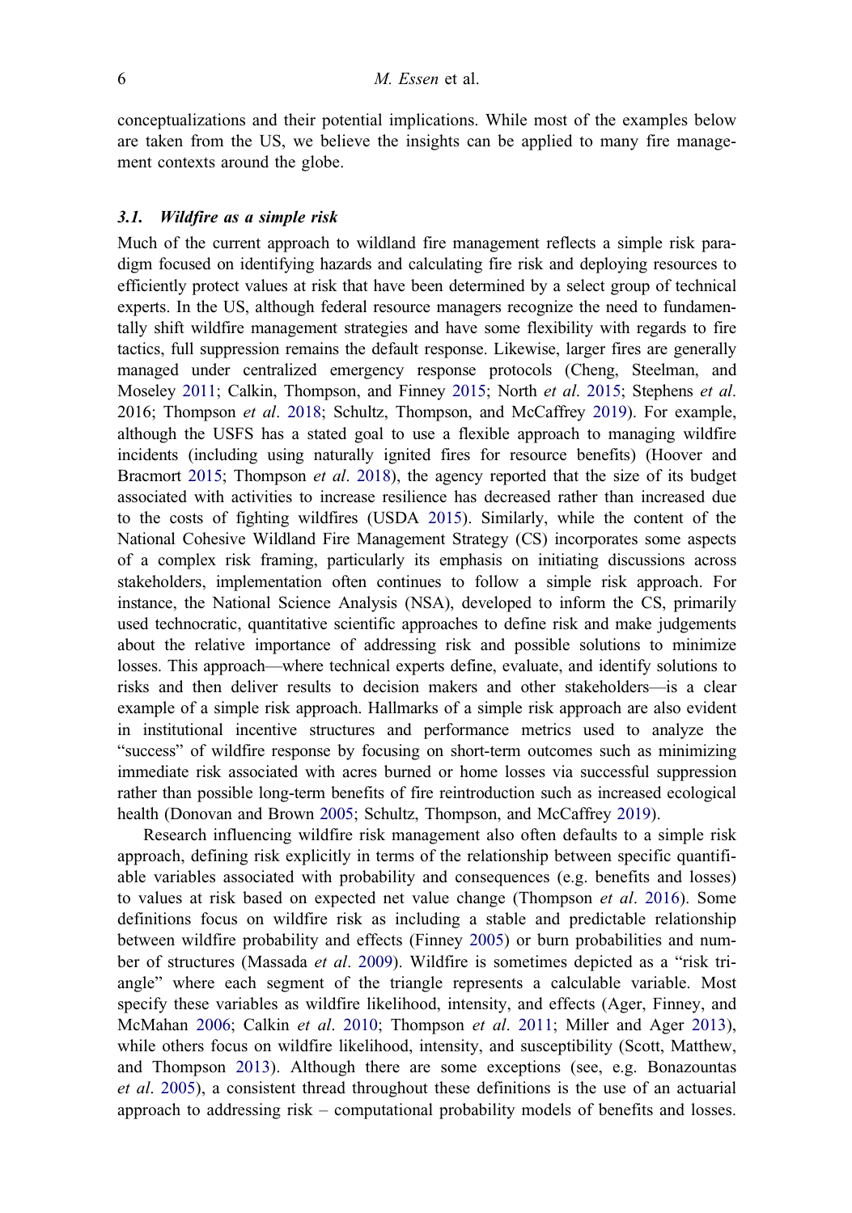conceptualizations and their potential implications. While most of the examples below are taken from the US, we believe the insights can be applied to many fire management contexts around the globe.

### 3.1. *Wildfire as a simple risk*

Much of the current approach to wildland fire management reflects a simple risk paradigm focused on identifying hazards and calculating fire risk and deploying resources to efficiently protect values at risk that have been determined by a select group of technical experts. In the US, although federal resource managers recognize the need to fundamentally shift wildfire management strategies and have some flexibility with regards to fire tactics, full suppression remains the default response. Likewise, larger fires are generally managed under centralized emergency response protocols (Cheng, Steelman, and Moseley 2011; Calkin, Thompson, and Finney 2015; North *et al*. 2015; Stephens *et al*. 2016; Thompson *et al*. 2018; Schultz, Thompson, and McCaffrey 2019). For example, although the USFS has a stated goal to use a flexible approach to managing wildfire incidents (including using naturally ignited fires for resource benefits) (Hoover and Bracmort 2015; Thompson *et al*. 2018), the agency reported that the size of its budget associated with activities to increase resilience has decreased rather than increased due to the costs of fighting wildfires (USDA 2015). Similarly, while the content of the National Cohesive Wildland Fire Management Strategy (CS) incorporates some aspects of a complex risk framing, particularly its emphasis on initiating discussions across stakeholders, implementation often continues to follow a simple risk approach. For instance, the National Science Analysis (NSA), developed to inform the CS, primarily used technocratic, quantitative scientific approaches to define risk and make judgements about the relative importance of addressing risk and possible solutions to minimize losses. This approach—where technical experts define, evaluate, and identify solutions to risks and then deliver results to decision makers and other stakeholders—is a clear example of a simple risk approach. Hallmarks of a simple risk approach are also evident in institutional incentive structures and performance metrics used to analyze the "success" of wildfire response by focusing on short-term outcomes such as minimizing immediate risk associated with acres burned or home losses via successful suppression rather than possible long-term benefits of fire reintroduction such as increased ecological health (Donovan and Brown 2005; Schultz, Thompson, and McCaffrey 2019).

Research influencing wildfire risk management also often defaults to a simple risk approach, defining risk explicitly in terms of the relationship between specific quantifiable variables associated with probability and consequences (e.g. benefits and losses) to values at risk based on expected net value change (Thompson *et al*. 2016). Some definitions focus on wildfire risk as including a stable and predictable relationship between wildfire probability and effects (Finney 2005) or burn probabilities and number of structures (Massada *et al*. 2009). Wildfire is sometimes depicted as a "risk triangle" where each segment of the triangle represents a calculable variable. Most specify these variables as wildfire likelihood, intensity, and effects (Ager, Finney, and McMahan 2006; Calkin *et al*. 2010; Thompson *et al*. 2011; Miller and Ager 2013), while others focus on wildfire likelihood, intensity, and susceptibility (Scott, Matthew, and Thompson 2013). Although there are some exceptions (see, e.g. Bonazountas *et al*. 2005), a consistent thread throughout these definitions is the use of an actuarial approach to addressing risk – computational probability models of benefits and losses.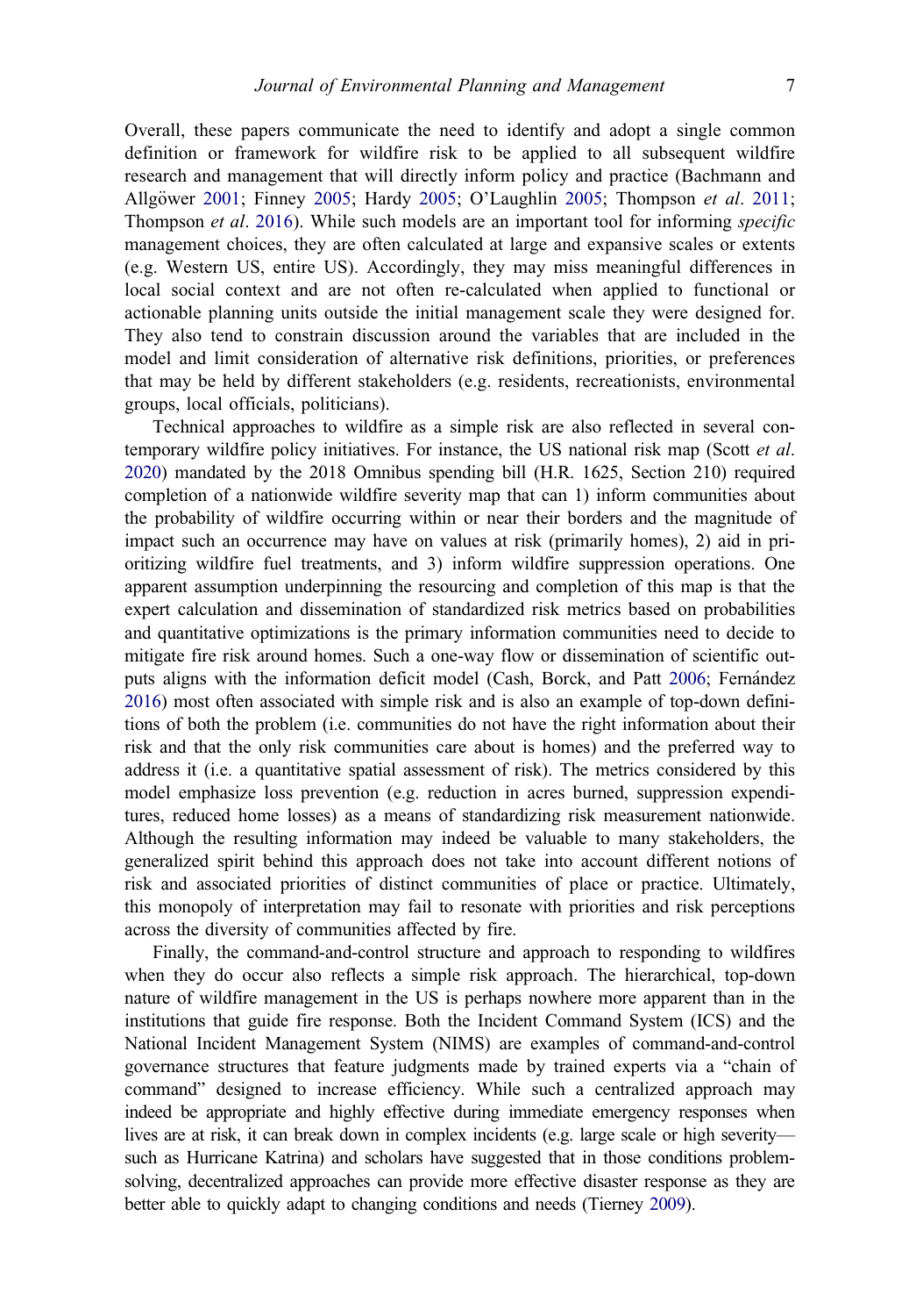Overall, these papers communicate the need to identify and adopt a single common definition or framework for wildfire risk to be applied to all subsequent wildfire research and management that will directly inform policy and practice (Bachmann and Allgöwer 2001; Finney 2005; Hardy 2005; O'Laughlin 2005; Thompson *et al*. 2011; Thompson *et al*. 2016). While such models are an important tool for informing *specific* management choices, they are often calculated at large and expansive scales or extents (e.g. Western US, entire US). Accordingly, they may miss meaningful differences in local social context and are not often re-calculated when applied to functional or actionable planning units outside the initial management scale they were designed for. They also tend to constrain discussion around the variables that are included in the model and limit consideration of alternative risk definitions, priorities, or preferences that may be held by different stakeholders (e.g. residents, recreationists, environmental groups, local officials, politicians).

Technical approaches to wildfire as a simple risk are also reflected in several contemporary wildfire policy initiatives. For instance, the US national risk map (Scott *et al*. 2020) mandated by the 2018 Omnibus spending bill (H.R. 1625, Section 210) required completion of a nationwide wildfire severity map that can 1) inform communities about the probability of wildfire occurring within or near their borders and the magnitude of impact such an occurrence may have on values at risk (primarily homes), 2) aid in prioritizing wildfire fuel treatments, and 3) inform wildfire suppression operations. One apparent assumption underpinning the resourcing and completion of this map is that the expert calculation and dissemination of standardized risk metrics based on probabilities and quantitative optimizations is the primary information communities need to decide to mitigate fire risk around homes. Such a one-way flow or dissemination of scientific outputs aligns with the information deficit model (Cash, Borck, and Patt 2006; Fernández 2016) most often associated with simple risk and is also an example of top-down definitions of both the problem (i.e. communities do not have the right information about their risk and that the only risk communities care about is homes) and the preferred way to address it (i.e. a quantitative spatial assessment of risk). The metrics considered by this model emphasize loss prevention (e.g. reduction in acres burned, suppression expenditures, reduced home losses) as a means of standardizing risk measurement nationwide. Although the resulting information may indeed be valuable to many stakeholders, the generalized spirit behind this approach does not take into account different notions of risk and associated priorities of distinct communities of place or practice. Ultimately, this monopoly of interpretation may fail to resonate with priorities and risk perceptions across the diversity of communities affected by fire.

Finally, the command-and-control structure and approach to responding to wildfires when they do occur also reflects a simple risk approach. The hierarchical, top-down nature of wildfire management in the US is perhaps nowhere more apparent than in the institutions that guide fire response. Both the Incident Command System (ICS) and the National Incident Management System (NIMS) are examples of command-and-control governance structures that feature judgments made by trained experts via a "chain of command" designed to increase efficiency. While such a centralized approach may indeed be appropriate and highly effective during immediate emergency responses when lives are at risk, it can break down in complex incidents (e.g. large scale or high severity—such as Hurricane Katrina) and scholars have suggested that in those conditions problem-solving, decentralized approaches can provide more effective disaster response as they are better able to quickly adapt to changing conditions and needs (Tierney 2009).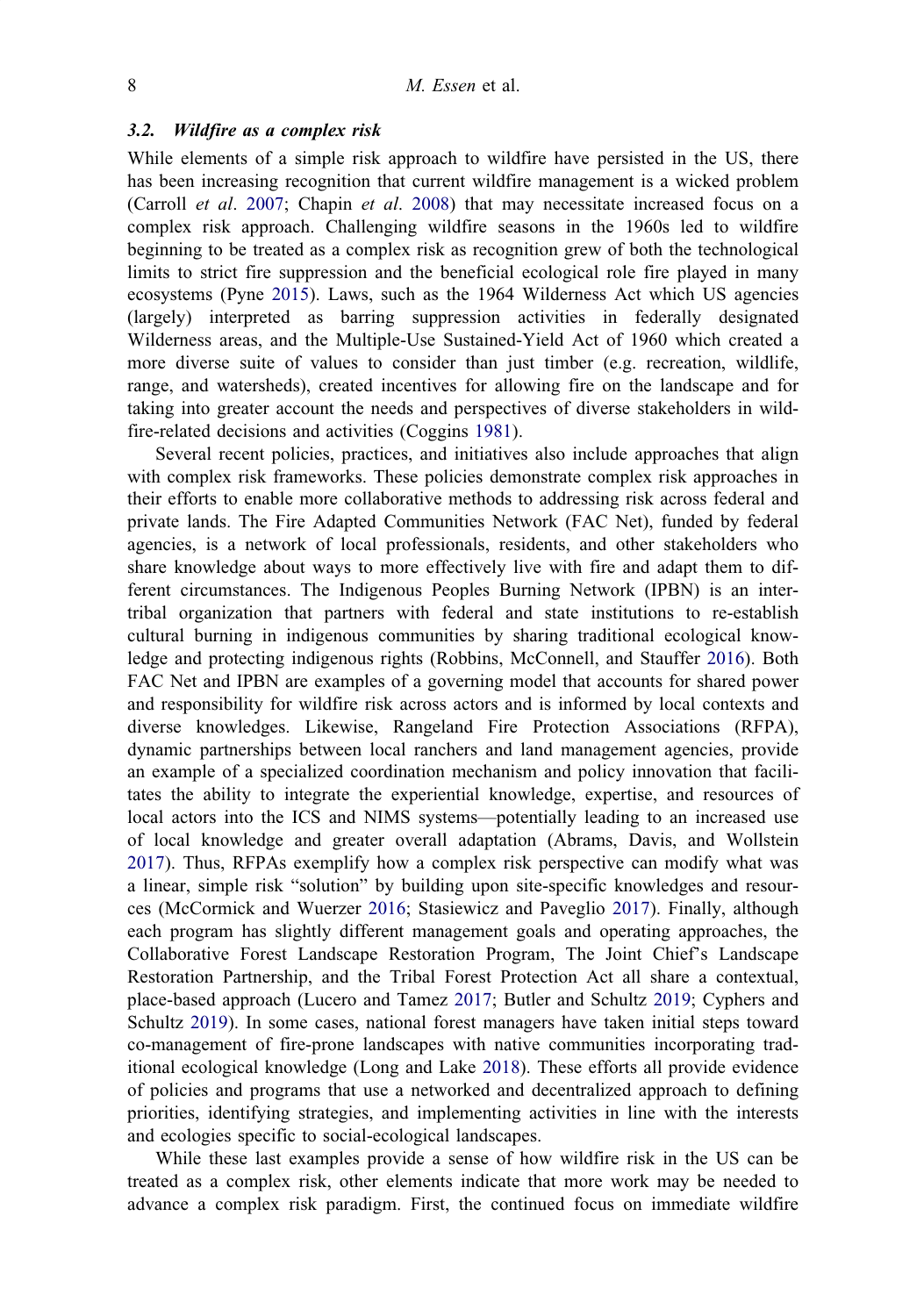### 3.2. *Wildfire as a complex risk*

While elements of a simple risk approach to wildfire have persisted in the US, there has been increasing recognition that current wildfire management is a wicked problem (Carroll *et al*. 2007; Chapin *et al*. 2008) that may necessitate increased focus on a complex risk approach. Challenging wildfire seasons in the 1960s led to wildfire beginning to be treated as a complex risk as recognition grew of both the technological limits to strict fire suppression and the beneficial ecological role fire played in many ecosystems (Pyne 2015). Laws, such as the 1964 Wilderness Act which US agencies (largely) interpreted as barring suppression activities in federally designated Wilderness areas, and the Multiple-Use Sustained-Yield Act of 1960 which created a more diverse suite of values to consider than just timber (e.g. recreation, wildlife, range, and watersheds), created incentives for allowing fire on the landscape and for taking into greater account the needs and perspectives of diverse stakeholders in wildfire-related decisions and activities (Coggins 1981).

Several recent policies, practices, and initiatives also include approaches that align with complex risk frameworks. These policies demonstrate complex risk approaches in their efforts to enable more collaborative methods to addressing risk across federal and private lands. The Fire Adapted Communities Network (FAC Net), funded by federal agencies, is a network of local professionals, residents, and other stakeholders who share knowledge about ways to more effectively live with fire and adapt them to different circumstances. The Indigenous Peoples Burning Network (IPBN) is an intertribal organization that partners with federal and state institutions to re-establish cultural burning in indigenous communities by sharing traditional ecological knowledge and protecting indigenous rights (Robbins, McConnell, and Stauffer 2016). Both FAC Net and IPBN are examples of a governing model that accounts for shared power and responsibility for wildfire risk across actors and is informed by local contexts and diverse knowledges. Likewise, Rangeland Fire Protection Associations (RFPA), dynamic partnerships between local ranchers and land management agencies, provide an example of a specialized coordination mechanism and policy innovation that facilitates the ability to integrate the experiential knowledge, expertise, and resources of local actors into the ICS and NIMS systems—potentially leading to an increased use of local knowledge and greater overall adaptation (Abrams, Davis, and Wollstein 2017). Thus, RFPAs exemplify how a complex risk perspective can modify what was a linear, simple risk "solution" by building upon site-specific knowledges and resources (McCormick and Wuerzer 2016; Stasiewicz and Paveglio 2017). Finally, although each program has slightly different management goals and operating approaches, the Collaborative Forest Landscape Restoration Program, The Joint Chief's Landscape Restoration Partnership, and the Tribal Forest Protection Act all share a contextual, place-based approach (Lucero and Tamez 2017; Butler and Schultz 2019; Cyphers and Schultz 2019). In some cases, national forest managers have taken initial steps toward co-management of fire-prone landscapes with native communities incorporating traditional ecological knowledge (Long and Lake 2018). These efforts all provide evidence of policies and programs that use a networked and decentralized approach to defining priorities, identifying strategies, and implementing activities in line with the interests and ecologies specific to social-ecological landscapes.

While these last examples provide a sense of how wildfire risk in the US can be treated as a complex risk, other elements indicate that more work may be needed to advance a complex risk paradigm. First, the continued focus on immediate wildfire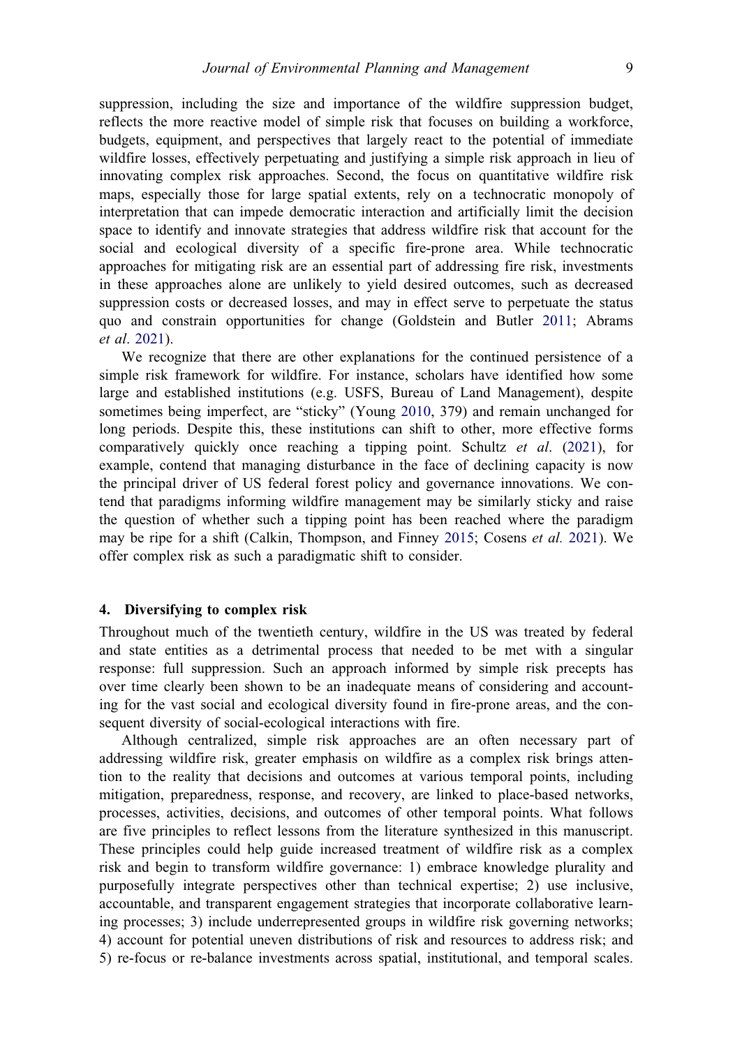suppression, including the size and importance of the wildfire suppression budget, reflects the more reactive model of simple risk that focuses on building a workforce, budgets, equipment, and perspectives that largely react to the potential of immediate wildfire losses, effectively perpetuating and justifying a simple risk approach in lieu of innovating complex risk approaches. Second, the focus on quantitative wildfire risk maps, especially those for large spatial extents, rely on a technocratic monopoly of interpretation that can impede democratic interaction and artificially limit the decision space to identify and innovate strategies that address wildfire risk that account for the social and ecological diversity of a specific fire-prone area. While technocratic approaches for mitigating risk are an essential part of addressing fire risk, investments in these approaches alone are unlikely to yield desired outcomes, such as decreased suppression costs or decreased losses, and may in effect serve to perpetuate the status quo and constrain opportunities for change (Goldstein and Butler 2011; Abrams *et al*. 2021).

We recognize that there are other explanations for the continued persistence of a simple risk framework for wildfire. For instance, scholars have identified how some large and established institutions (e.g. USFS, Bureau of Land Management), despite sometimes being imperfect, are "sticky" (Young 2010, 379) and remain unchanged for long periods. Despite this, these institutions can shift to other, more effective forms comparatively quickly once reaching a tipping point. Schultz *et al*. (2021), for example, contend that managing disturbance in the face of declining capacity is now the principal driver of US federal forest policy and governance innovations. We contend that paradigms informing wildfire management may be similarly sticky and raise the question of whether such a tipping point has been reached where the paradigm may be ripe for a shift (Calkin, Thompson, and Finney 2015; Cosens *et al.* 2021). We offer complex risk as such a paradigmatic shift to consider.

## 4. Diversifying to complex risk

Throughout much of the twentieth century, wildfire in the US was treated by federal and state entities as a detrimental process that needed to be met with a singular response: full suppression. Such an approach informed by simple risk precepts has over time clearly been shown to be an inadequate means of considering and accounting for the vast social and ecological diversity found in fire-prone areas, and the consequent diversity of social-ecological interactions with fire.

Although centralized, simple risk approaches are an often necessary part of addressing wildfire risk, greater emphasis on wildfire as a complex risk brings attention to the reality that decisions and outcomes at various temporal points, including mitigation, preparedness, response, and recovery, are linked to place-based networks, processes, activities, decisions, and outcomes of other temporal points. What follows are five principles to reflect lessons from the literature synthesized in this manuscript. These principles could help guide increased treatment of wildfire risk as a complex risk and begin to transform wildfire governance: 1) embrace knowledge plurality and purposefully integrate perspectives other than technical expertise; 2) use inclusive, accountable, and transparent engagement strategies that incorporate collaborative learning processes; 3) include underrepresented groups in wildfire risk governing networks; 4) account for potential uneven distributions of risk and resources to address risk; and 5) re-focus or re-balance investments across spatial, institutional, and temporal scales.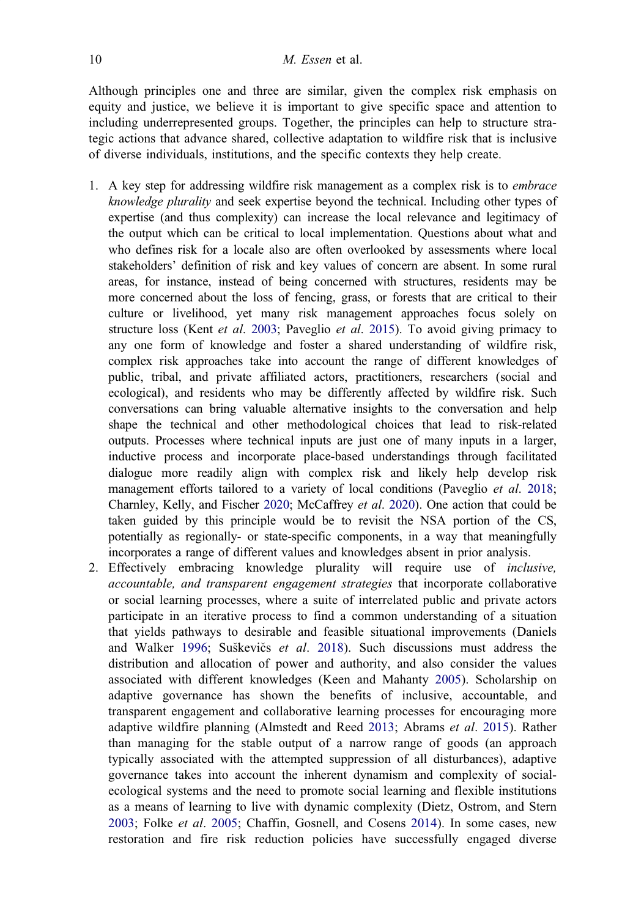Although principles one and three are similar, given the complex risk emphasis on equity and justice, we believe it is important to give specific space and attention to including underrepresented groups. Together, the principles can help to structure strategic actions that advance shared, collective adaptation to wildfire risk that is inclusive of diverse individuals, institutions, and the specific contexts they help create.

1. A key step for addressing wildfire risk management as a complex risk is to *embrace knowledge plurality* and seek expertise beyond the technical. Including other types of expertise (and thus complexity) can increase the local relevance and legitimacy of the output which can be critical to local implementation. Questions about what and who defines risk for a locale also are often overlooked by assessments where local stakeholders' definition of risk and key values of concern are absent. In some rural areas, for instance, instead of being concerned with structures, residents may be more concerned about the loss of fencing, grass, or forests that are critical to their culture or livelihood, yet many risk management approaches focus solely on structure loss (Kent *et al*. 2003; Paveglio *et al*. 2015). To avoid giving primacy to any one form of knowledge and foster a shared understanding of wildfire risk, complex risk approaches take into account the range of different knowledges of public, tribal, and private affiliated actors, practitioners, researchers (social and ecological), and residents who may be differently affected by wildfire risk. Such conversations can bring valuable alternative insights to the conversation and help shape the technical and other methodological choices that lead to risk-related outputs. Processes where technical inputs are just one of many inputs in a larger, inductive process and incorporate place-based understandings through facilitated dialogue more readily align with complex risk and likely help develop risk management efforts tailored to a variety of local conditions (Paveglio *et al*. 2018; Charnley, Kelly, and Fischer 2020; McCaffrey *et al*. 2020). One action that could be taken guided by this principle would be to revisit the NSA portion of the CS, potentially as regionally- or state-specific components, in a way that meaningfully incorporates a range of different values and knowledges absent in prior analysis.
2. Effectively embracing knowledge plurality will require use of *inclusive, accountable, and transparent engagement strategies* that incorporate collaborative or social learning processes, where a suite of interrelated public and private actors participate in an iterative process to find a common understanding of a situation that yields pathways to desirable and feasible situational improvements (Daniels and Walker 1996; Suškevičs *et al*. 2018). Such discussions must address the distribution and allocation of power and authority, and also consider the values associated with different knowledges (Keen and Mahanty 2005). Scholarship on adaptive governance has shown the benefits of inclusive, accountable, and transparent engagement and collaborative learning processes for encouraging more adaptive wildfire planning (Almstedt and Reed 2013; Abrams *et al*. 2015). Rather than managing for the stable output of a narrow range of goods (an approach typically associated with the attempted suppression of all disturbances), adaptive governance takes into account the inherent dynamism and complexity of social-ecological systems and the need to promote social learning and flexible institutions as a means of learning to live with dynamic complexity (Dietz, Ostrom, and Stern 2003; Folke *et al*. 2005; Chaffin, Gosnell, and Cosens 2014). In some cases, new restoration and fire risk reduction policies have successfully engaged diverse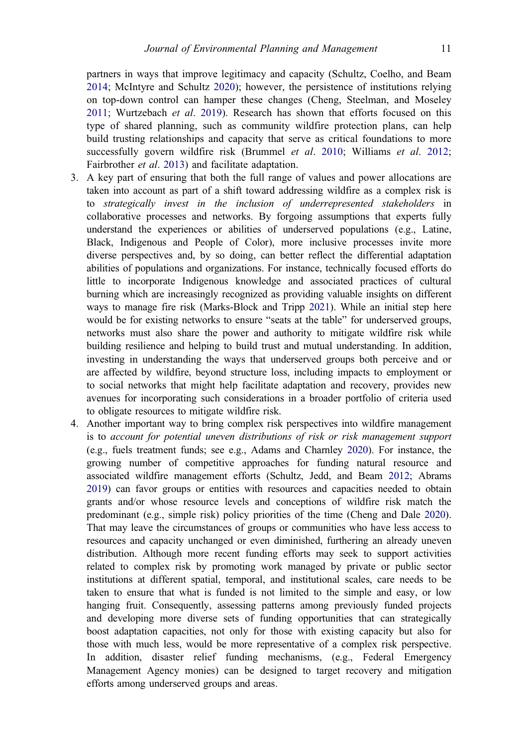partners in ways that improve legitimacy and capacity (Schultz, Coelho, and Beam 2014; McIntyre and Schultz 2020); however, the persistence of institutions relying on top-down control can hamper these changes (Cheng, Steelman, and Moseley 2011; Wurtzebach *et al*. 2019). Research has shown that efforts focused on this type of shared planning, such as community wildfire protection plans, can help build trusting relationships and capacity that serve as critical foundations to more successfully govern wildfire risk (Brummel *et al*. 2010; Williams *et al*. 2012; Fairbrother *et al*. 2013) and facilitate adaptation.

3. A key part of ensuring that both the full range of values and power allocations are taken into account as part of a shift toward addressing wildfire as a complex risk is to *strategically invest in the inclusion of underrepresented stakeholders* in collaborative processes and networks. By forgoing assumptions that experts fully understand the experiences or abilities of underserved populations (e.g., Latine, Black, Indigenous and People of Color), more inclusive processes invite more diverse perspectives and, by so doing, can better reflect the differential adaptation abilities of populations and organizations. For instance, technically focused efforts do little to incorporate Indigenous knowledge and associated practices of cultural burning which are increasingly recognized as providing valuable insights on different ways to manage fire risk (Marks-Block and Tripp 2021). While an initial step here would be for existing networks to ensure "seats at the table" for underserved groups, networks must also share the power and authority to mitigate wildfire risk while building resilience and helping to build trust and mutual understanding. In addition, investing in understanding the ways that underserved groups both perceive and or are affected by wildfire, beyond structure loss, including impacts to employment or to social networks that might help facilitate adaptation and recovery, provides new avenues for incorporating such considerations in a broader portfolio of criteria used to obligate resources to mitigate wildfire risk.
4. Another important way to bring complex risk perspectives into wildfire management is to *account for potential uneven distributions of risk or risk management support* (e.g., fuels treatment funds; see e.g., Adams and Charnley 2020). For instance, the growing number of competitive approaches for funding natural resource and associated wildfire management efforts (Schultz, Jedd, and Beam 2012; Abrams 2019) can favor groups or entities with resources and capacities needed to obtain grants and/or whose resource levels and conceptions of wildfire risk match the predominant (e.g., simple risk) policy priorities of the time (Cheng and Dale 2020). That may leave the circumstances of groups or communities who have less access to resources and capacity unchanged or even diminished, furthering an already uneven distribution. Although more recent funding efforts may seek to support activities related to complex risk by promoting work managed by private or public sector institutions at different spatial, temporal, and institutional scales, care needs to be taken to ensure that what is funded is not limited to the simple and easy, or low hanging fruit. Consequently, assessing patterns among previously funded projects and developing more diverse sets of funding opportunities that can strategically boost adaptation capacities, not only for those with existing capacity but also for those with much less, would be more representative of a complex risk perspective. In addition, disaster relief funding mechanisms, (e.g., Federal Emergency Management Agency monies) can be designed to target recovery and mitigation efforts among underserved groups and areas.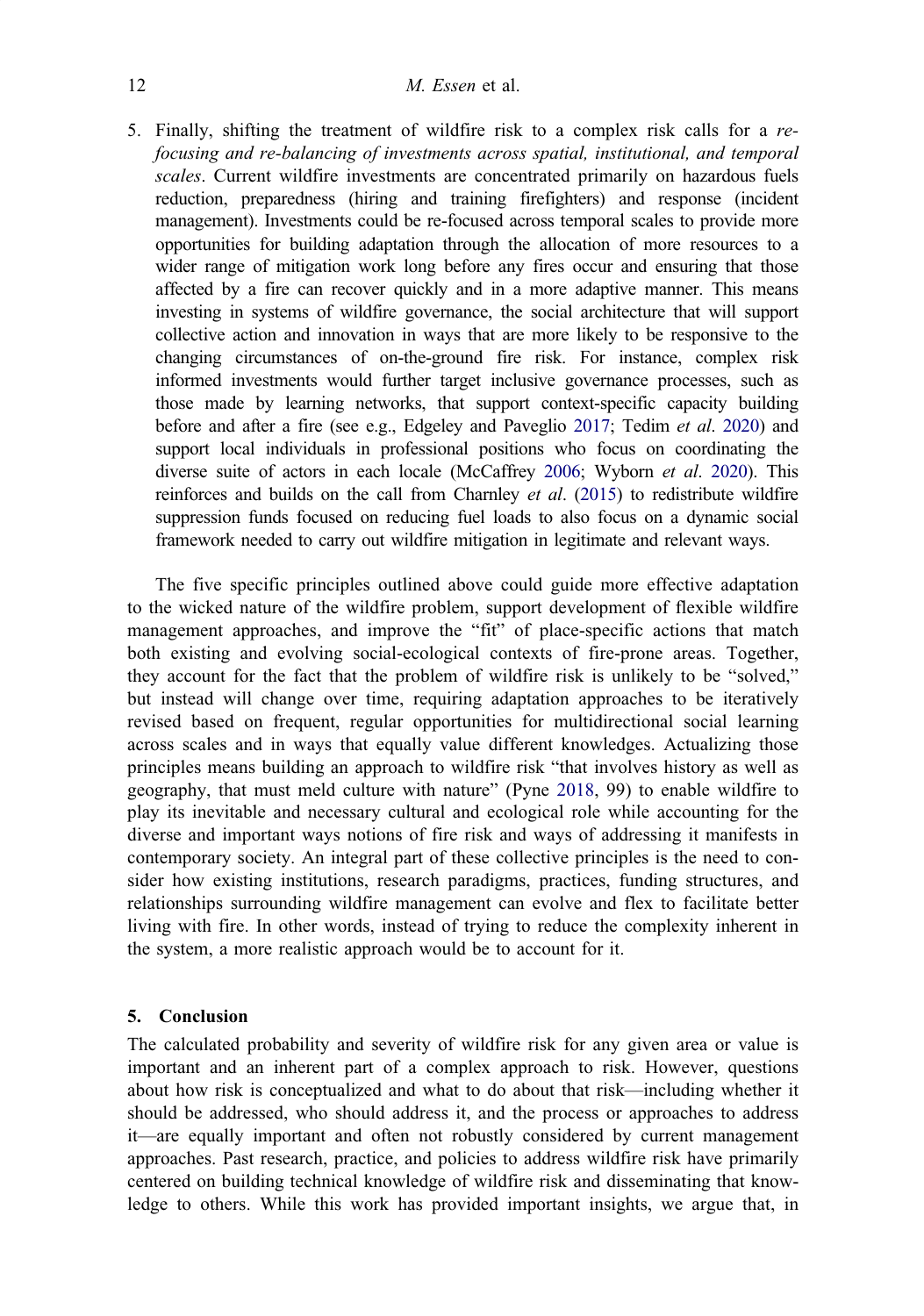5. Finally, shifting the treatment of wildfire risk to a complex risk calls for a *re-focusing and re-balancing of investments across spatial, institutional, and temporal scales*. Current wildfire investments are concentrated primarily on hazardous fuels reduction, preparedness (hiring and training firefighters) and response (incident management). Investments could be re-focused across temporal scales to provide more opportunities for building adaptation through the allocation of more resources to a wider range of mitigation work long before any fires occur and ensuring that those affected by a fire can recover quickly and in a more adaptive manner. This means investing in systems of wildfire governance, the social architecture that will support collective action and innovation in ways that are more likely to be responsive to the changing circumstances of on-the-ground fire risk. For instance, complex risk informed investments would further target inclusive governance processes, such as those made by learning networks, that support context-specific capacity building before and after a fire (see e.g., Edgeley and Paveglio 2017; Tedim *et al*. 2020) and support local individuals in professional positions who focus on coordinating the diverse suite of actors in each locale (McCaffrey 2006; Wyborn *et al*. 2020). This reinforces and builds on the call from Charnley *et al*. (2015) to redistribute wildfire suppression funds focused on reducing fuel loads to also focus on a dynamic social framework needed to carry out wildfire mitigation in legitimate and relevant ways.

The five specific principles outlined above could guide more effective adaptation to the wicked nature of the wildfire problem, support development of flexible wildfire management approaches, and improve the "fit" of place-specific actions that match both existing and evolving social-ecological contexts of fire-prone areas. Together, they account for the fact that the problem of wildfire risk is unlikely to be "solved," but instead will change over time, requiring adaptation approaches to be iteratively revised based on frequent, regular opportunities for multidirectional social learning across scales and in ways that equally value different knowledges. Actualizing those principles means building an approach to wildfire risk "that involves history as well as geography, that must meld culture with nature" (Pyne 2018, 99) to enable wildfire to play its inevitable and necessary cultural and ecological role while accounting for the diverse and important ways notions of fire risk and ways of addressing it manifests in contemporary society. An integral part of these collective principles is the need to consider how existing institutions, research paradigms, practices, funding structures, and relationships surrounding wildfire management can evolve and flex to facilitate better living with fire. In other words, instead of trying to reduce the complexity inherent in the system, a more realistic approach would be to account for it.

## 5. Conclusion

The calculated probability and severity of wildfire risk for any given area or value is important and an inherent part of a complex approach to risk. However, questions about how risk is conceptualized and what to do about that risk—including whether it should be addressed, who should address it, and the process or approaches to address it—are equally important and often not robustly considered by current management approaches. Past research, practice, and policies to address wildfire risk have primarily centered on building technical knowledge of wildfire risk and disseminating that knowledge to others. While this work has provided important insights, we argue that, in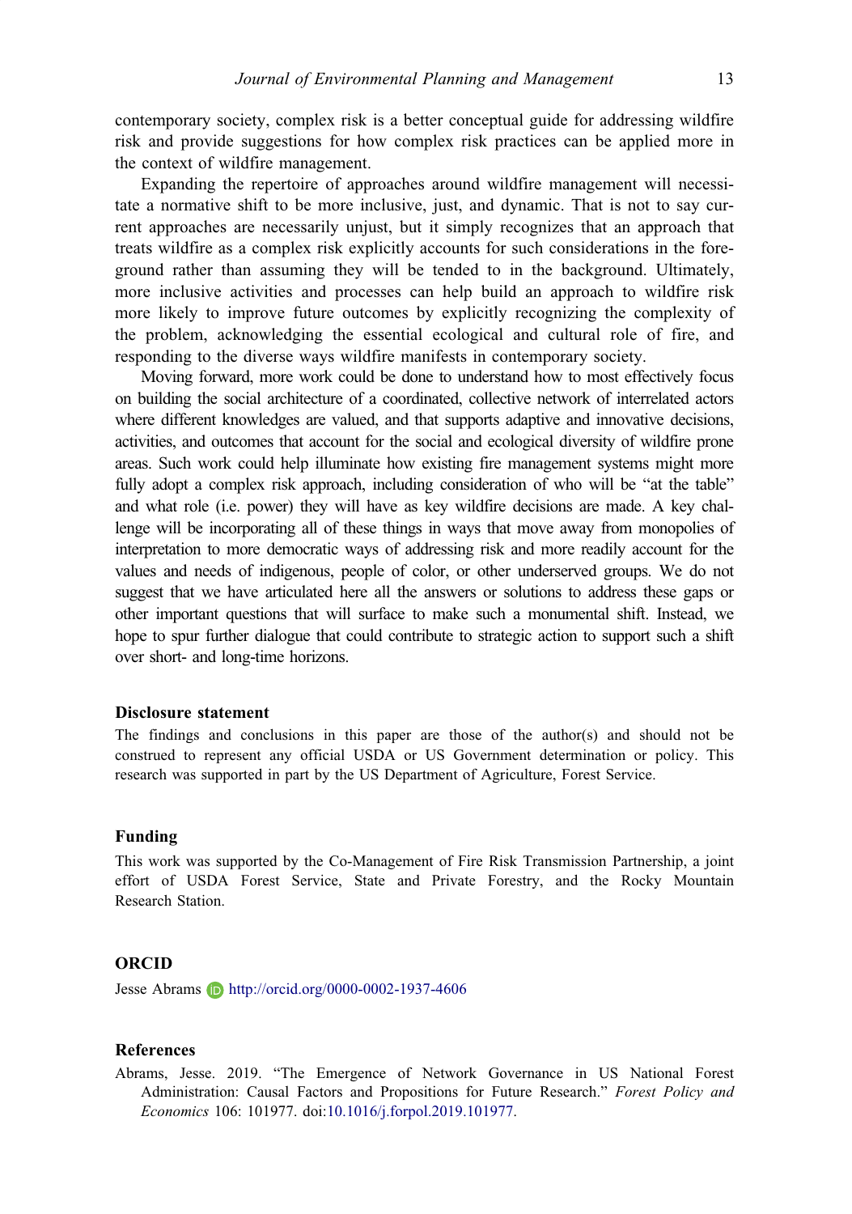contemporary society, complex risk is a better conceptual guide for addressing wildfire risk and provide suggestions for how complex risk practices can be applied more in the context of wildfire management.

Expanding the repertoire of approaches around wildfire management will necessitate a normative shift to be more inclusive, just, and dynamic. That is not to say current approaches are necessarily unjust, but it simply recognizes that an approach that treats wildfire as a complex risk explicitly accounts for such considerations in the foreground rather than assuming they will be tended to in the background. Ultimately, more inclusive activities and processes can help build an approach to wildfire risk more likely to improve future outcomes by explicitly recognizing the complexity of the problem, acknowledging the essential ecological and cultural role of fire, and responding to the diverse ways wildfire manifests in contemporary society.

Moving forward, more work could be done to understand how to most effectively focus on building the social architecture of a coordinated, collective network of interrelated actors where different knowledges are valued, and that supports adaptive and innovative decisions, activities, and outcomes that account for the social and ecological diversity of wildfire prone areas. Such work could help illuminate how existing fire management systems might more fully adopt a complex risk approach, including consideration of who will be "at the table" and what role (i.e. power) they will have as key wildfire decisions are made. A key challenge will be incorporating all of these things in ways that move away from monopolies of interpretation to more democratic ways of addressing risk and more readily account for the values and needs of indigenous, people of color, or other underserved groups. We do not suggest that we have articulated here all the answers or solutions to address these gaps or other important questions that will surface to make such a monumental shift. Instead, we hope to spur further dialogue that could contribute to strategic action to support such a shift over short- and long-time horizons.

## Disclosure statement

The findings and conclusions in this paper are those of the author(s) and should not be construed to represent any official USDA or US Government determination or policy. This research was supported in part by the US Department of Agriculture, Forest Service.

## Funding

This work was supported by the Co-Management of Fire Risk Transmission Partnership, a joint effort of USDA Forest Service, State and Private Forestry, and the Rocky Mountain Research Station.

## ORCID

Jesse Abrams http://orcid.org/0000-0002-1937-4606

## References

Abrams, Jesse. 2019. "The Emergence of Network Governance in US National Forest Administration: Causal Factors and Propositions for Future Research." *Forest Policy and Economics* 106: 101977. doi:10.1016/j.forpol.2019.101977.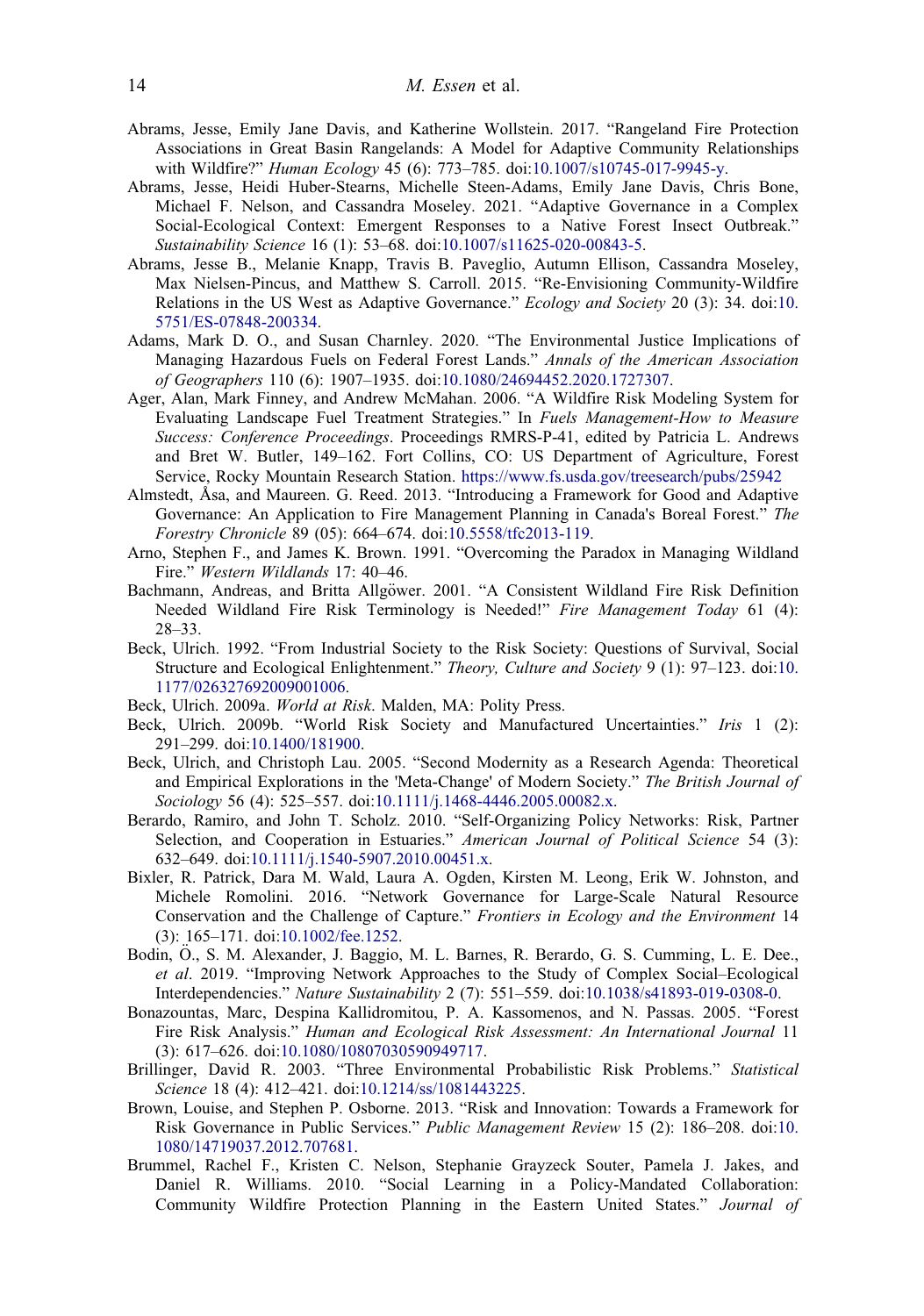Abrams, Jesse, Emily Jane Davis, and Katherine Wollstein. 2017. "Rangeland Fire Protection Associations in Great Basin Rangelands: A Model for Adaptive Community Relationships with Wildfire?" *Human Ecology* 45 (6): 773–785. doi:10.1007/s10745-017-9945-y.

Abrams, Jesse, Heidi Huber-Stearns, Michelle Steen-Adams, Emily Jane Davis, Chris Bone, Michael F. Nelson, and Cassandra Moseley. 2021. "Adaptive Governance in a Complex Social-Ecological Context: Emergent Responses to a Native Forest Insect Outbreak." *Sustainability Science* 16 (1): 53–68. doi:10.1007/s11625-020-00843-5.

Abrams, Jesse B., Melanie Knapp, Travis B. Paveglio, Autumn Ellison, Cassandra Moseley, Max Nielsen-Pincus, and Matthew S. Carroll. 2015. "Re-Envisioning Community-Wildfire Relations in the US West as Adaptive Governance." *Ecology and Society* 20 (3): 34. doi:10.5751/ES-07848-200334.

Adams, Mark D. O., and Susan Charnley. 2020. "The Environmental Justice Implications of Managing Hazardous Fuels on Federal Forest Lands." *Annals of the American Association of Geographers* 110 (6): 1907–1935. doi:10.1080/24694452.2020.1727307.

Ager, Alan, Mark Finney, and Andrew McMahan. 2006. "A Wildfire Risk Modeling System for Evaluating Landscape Fuel Treatment Strategies." In *Fuels Management-How to Measure Success: Conference Proceedings*. Proceedings RMRS-P-41, edited by Patricia L. Andrews and Bret W. Butler, 149–162. Fort Collins, CO: US Department of Agriculture, Forest Service, Rocky Mountain Research Station. https://www.fs.usda.gov/treesearch/pubs/25942

Almstedt, Åsa, and Maureen. G. Reed. 2013. "Introducing a Framework for Good and Adaptive Governance: An Application to Fire Management Planning in Canada's Boreal Forest." *The Forestry Chronicle* 89 (05): 664–674. doi:10.5558/tfc2013-119.

Arno, Stephen F., and James K. Brown. 1991. "Overcoming the Paradox in Managing Wildland Fire." *Western Wildlands* 17: 40–46.

Bachmann, Andreas, and Britta Allgöwer. 2001. "A Consistent Wildland Fire Risk Definition Needed Wildland Fire Risk Terminology is Needed!" *Fire Management Today* 61 (4): 28–33.

Beck, Ulrich. 1992. "From Industrial Society to the Risk Society: Questions of Survival, Social Structure and Ecological Enlightenment." *Theory, Culture and Society* 9 (1): 97–123. doi:10.1177/026327692009001006.

Beck, Ulrich. 2009a. *World at Risk*. Malden, MA: Polity Press.

Beck, Ulrich. 2009b. "World Risk Society and Manufactured Uncertainties." *Iris* 1 (2): 291–299. doi:10.1400/181900.

Beck, Ulrich, and Christoph Lau. 2005. "Second Modernity as a Research Agenda: Theoretical and Empirical Explorations in the 'Meta-Change' of Modern Society." *The British Journal of Sociology* 56 (4): 525–557. doi:10.1111/j.1468-4446.2005.00082.x.

Berardo, Ramiro, and John T. Scholz. 2010. "Self-Organizing Policy Networks: Risk, Partner Selection, and Cooperation in Estuaries." *American Journal of Political Science* 54 (3): 632–649. doi:10.1111/j.1540-5907.2010.00451.x.

Bixler, R. Patrick, Dara M. Wald, Laura A. Ogden, Kirsten M. Leong, Erik W. Johnston, and Michele Romolini. 2016. "Network Governance for Large-Scale Natural Resource Conservation and the Challenge of Capture." *Frontiers in Ecology and the Environment* 14 (3): 165–171. doi:10.1002/fee.1252.

Bodin, Ö., S. M. Alexander, J. Baggio, M. L. Barnes, R. Berardo, G. S. Cumming, L. E. Dee., *et al*. 2019. "Improving Network Approaches to the Study of Complex Social–Ecological Interdependencies." *Nature Sustainability* 2 (7): 551–559. doi:10.1038/s41893-019-0308-0.

Bonazountas, Marc, Despina Kallidromitou, P. A. Kassomenos, and N. Passas. 2005. "Forest Fire Risk Analysis." *Human and Ecological Risk Assessment: An International Journal* 11 (3): 617–626. doi:10.1080/10807030590949717.

Brillinger, David R. 2003. "Three Environmental Probabilistic Risk Problems." *Statistical Science* 18 (4): 412–421. doi:10.1214/ss/1081443225.

Brown, Louise, and Stephen P. Osborne. 2013. "Risk and Innovation: Towards a Framework for Risk Governance in Public Services." *Public Management Review* 15 (2): 186–208. doi:10.1080/14719037.2012.707681.

Brummel, Rachel F., Kristen C. Nelson, Stephanie Grayzeck Souter, Pamela J. Jakes, and Daniel R. Williams. 2010. "Social Learning in a Policy-Mandated Collaboration: Community Wildfire Protection Planning in the Eastern United States." *Journal of*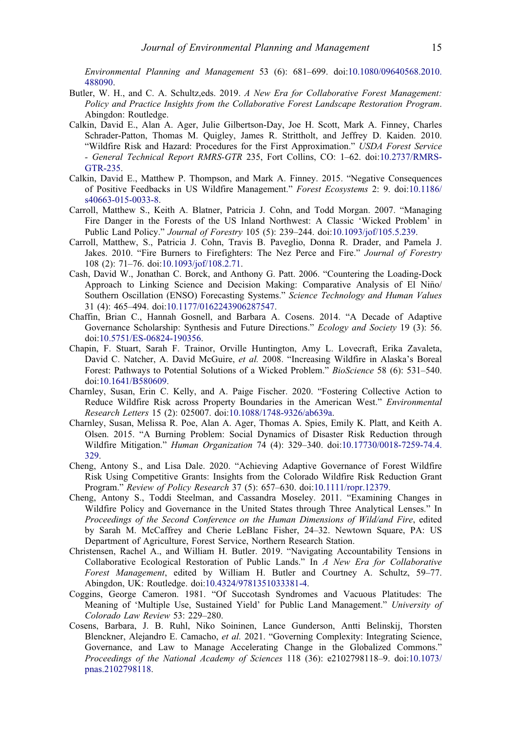*Environmental Planning and Management* 53 (6): 681–699. doi:10.1080/09640568.2010.488090.

Butler, W. H., and C. A. Schultz,eds. 2019. *A New Era for Collaborative Forest Management: Policy and Practice Insights from the Collaborative Forest Landscape Restoration Program*. Abingdon: Routledge.

Calkin, David E., Alan A. Ager, Julie Gilbertson-Day, Joe H. Scott, Mark A. Finney, Charles Schrader-Patton, Thomas M. Quigley, James R. Strittholt, and Jeffrey D. Kaiden. 2010. "Wildfire Risk and Hazard: Procedures for the First Approximation." *USDA Forest Service - General Technical Report RMRS-GTR* 235, Fort Collins, CO: 1–62. doi:10.2737/RMRS-GTR-235.

Calkin, David E., Matthew P. Thompson, and Mark A. Finney. 2015. "Negative Consequences of Positive Feedbacks in US Wildfire Management." *Forest Ecosystems* 2: 9. doi:10.1186/s40663-015-0033-8.

Carroll, Matthew S., Keith A. Blatner, Patricia J. Cohn, and Todd Morgan. 2007. "Managing Fire Danger in the Forests of the US Inland Northwest: A Classic 'Wicked Problem' in Public Land Policy." *Journal of Forestry* 105 (5): 239–244. doi:10.1093/jof/105.5.239.

Carroll, Matthew, S., Patricia J. Cohn, Travis B. Paveglio, Donna R. Drader, and Pamela J. Jakes. 2010. "Fire Burners to Firefighters: The Nez Perce and Fire." *Journal of Forestry* 108 (2): 71–76. doi:10.1093/jof/108.2.71.

Cash, David W., Jonathan C. Borck, and Anthony G. Patt. 2006. "Countering the Loading-Dock Approach to Linking Science and Decision Making: Comparative Analysis of El Niño/Southern Oscillation (ENSO) Forecasting Systems." *Science Technology and Human Values* 31 (4): 465–494. doi:10.1177/0162243906287547.

Chaffin, Brian C., Hannah Gosnell, and Barbara A. Cosens. 2014. "A Decade of Adaptive Governance Scholarship: Synthesis and Future Directions." *Ecology and Society* 19 (3): 56. doi:10.5751/ES-06824-190356.

Chapin, F. Stuart, Sarah F. Trainor, Orville Huntington, Amy L. Lovecraft, Erika Zavaleta, David C. Natcher, A. David McGuire, *et al.* 2008. "Increasing Wildfire in Alaska's Boreal Forest: Pathways to Potential Solutions of a Wicked Problem." *BioScience* 58 (6): 531–540. doi:10.1641/B580609.

Charnley, Susan, Erin C. Kelly, and A. Paige Fischer. 2020. "Fostering Collective Action to Reduce Wildfire Risk across Property Boundaries in the American West." *Environmental Research Letters* 15 (2): 025007. doi:10.1088/1748-9326/ab639a.

Charnley, Susan, Melissa R. Poe, Alan A. Ager, Thomas A. Spies, Emily K. Platt, and Keith A. Olsen. 2015. "A Burning Problem: Social Dynamics of Disaster Risk Reduction through Wildfire Mitigation." *Human Organization* 74 (4): 329–340. doi:10.17730/0018-7259-74.4.329.

Cheng, Antony S., and Lisa Dale. 2020. "Achieving Adaptive Governance of Forest Wildfire Risk Using Competitive Grants: Insights from the Colorado Wildfire Risk Reduction Grant Program." *Review of Policy Research* 37 (5): 657–630. doi:10.1111/ropr.12379.

Cheng, Antony S., Toddi Steelman, and Cassandra Moseley. 2011. "Examining Changes in Wildfire Policy and Governance in the United States through Three Analytical Lenses." In *Proceedings of the Second Conference on the Human Dimensions of Wild/and Fire*, edited by Sarah M. McCaffrey and Cherie LeBlanc Fisher, 24–32. Newtown Square, PA: US Department of Agriculture, Forest Service, Northern Research Station.

Christensen, Rachel A., and William H. Butler. 2019. "Navigating Accountability Tensions in Collaborative Ecological Restoration of Public Lands." In *A New Era for Collaborative Forest Management*, edited by William H. Butler and Courtney A. Schultz, 59–77. Abingdon, UK: Routledge. doi:10.4324/9781351033381-4.

Coggins, George Cameron. 1981. "Of Succotash Syndromes and Vacuous Platitudes: The Meaning of 'Multiple Use, Sustained Yield' for Public Land Management." *University of Colorado Law Review* 53: 229–280.

Cosens, Barbara, J. B. Ruhl, Niko Soininen, Lance Gunderson, Antti Belinskij, Thorsten Blenckner, Alejandro E. Camacho, *et al.* 2021. "Governing Complexity: Integrating Science, Governance, and Law to Manage Accelerating Change in the Globalized Commons." *Proceedings of the National Academy of Sciences* 118 (36): e2102798118–9. doi:10.1073/pnas.2102798118.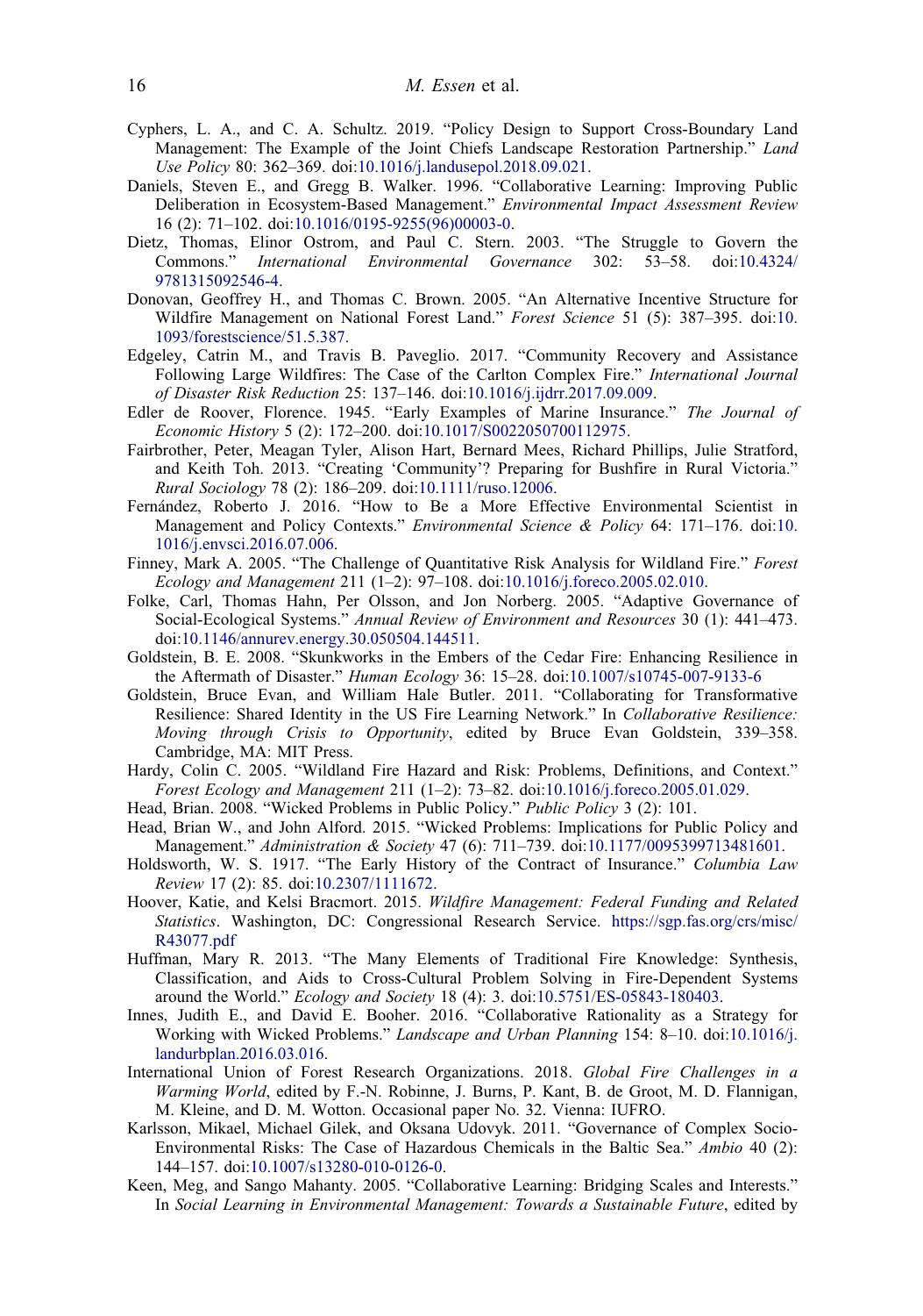Cyphers, L. A., and C. A. Schultz. 2019. "Policy Design to Support Cross-Boundary Land Management: The Example of the Joint Chiefs Landscape Restoration Partnership." *Land Use Policy* 80: 362–369. doi:10.1016/j.landusepol.2018.09.021.

Daniels, Steven E., and Gregg B. Walker. 1996. "Collaborative Learning: Improving Public Deliberation in Ecosystem-Based Management." *Environmental Impact Assessment Review* 16 (2): 71–102. doi:10.1016/0195-9255(96)00003-0.

Dietz, Thomas, Elinor Ostrom, and Paul C. Stern. 2003. "The Struggle to Govern the Commons." *International Environmental Governance* 302: 53–58. doi:10.4324/9781315092546-4.

Donovan, Geoffrey H., and Thomas C. Brown. 2005. "An Alternative Incentive Structure for Wildfire Management on National Forest Land." *Forest Science* 51 (5): 387–395. doi:10.1093/forestscience/51.5.387.

Edgeley, Catrin M., and Travis B. Paveglio. 2017. "Community Recovery and Assistance Following Large Wildfires: The Case of the Carlton Complex Fire." *International Journal of Disaster Risk Reduction* 25: 137–146. doi:10.1016/j.ijdrr.2017.09.009.

Edler de Roover, Florence. 1945. "Early Examples of Marine Insurance." *The Journal of Economic History* 5 (2): 172–200. doi:10.1017/S0022050700112975.

Fairbrother, Peter, Meagan Tyler, Alison Hart, Bernard Mees, Richard Phillips, Julie Stratford, and Keith Toh. 2013. "Creating 'Community'? Preparing for Bushfire in Rural Victoria." *Rural Sociology* 78 (2): 186–209. doi:10.1111/ruso.12006.

Fernández, Roberto J. 2016. "How to Be a More Effective Environmental Scientist in Management and Policy Contexts." *Environmental Science & Policy* 64: 171–176. doi:10.1016/j.envsci.2016.07.006.

Finney, Mark A. 2005. "The Challenge of Quantitative Risk Analysis for Wildland Fire." *Forest Ecology and Management* 211 (1–2): 97–108. doi:10.1016/j.foreco.2005.02.010.

Folke, Carl, Thomas Hahn, Per Olsson, and Jon Norberg. 2005. "Adaptive Governance of Social-Ecological Systems." *Annual Review of Environment and Resources* 30 (1): 441–473. doi:10.1146/annurev.energy.30.050504.144511.

Goldstein, B. E. 2008. "Skunkworks in the Embers of the Cedar Fire: Enhancing Resilience in the Aftermath of Disaster." *Human Ecology* 36: 15–28. doi:10.1007/s10745-007-9133-6

Goldstein, Bruce Evan, and William Hale Butler. 2011. "Collaborating for Transformative Resilience: Shared Identity in the US Fire Learning Network." In *Collaborative Resilience: Moving through Crisis to Opportunity*, edited by Bruce Evan Goldstein, 339–358. Cambridge, MA: MIT Press.

Hardy, Colin C. 2005. "Wildland Fire Hazard and Risk: Problems, Definitions, and Context." *Forest Ecology and Management* 211 (1–2): 73–82. doi:10.1016/j.foreco.2005.01.029.

Head, Brian. 2008. "Wicked Problems in Public Policy." *Public Policy* 3 (2): 101.

Head, Brian W., and John Alford. 2015. "Wicked Problems: Implications for Public Policy and Management." *Administration & Society* 47 (6): 711–739. doi:10.1177/0095399713481601.

Holdsworth, W. S. 1917. "The Early History of the Contract of Insurance." *Columbia Law Review* 17 (2): 85. doi:10.2307/1111672.

Hoover, Katie, and Kelsi Bracmort. 2015. *Wildfire Management: Federal Funding and Related Statistics*. Washington, DC: Congressional Research Service. https://sgp.fas.org/crs/misc/R43077.pdf

Huffman, Mary R. 2013. "The Many Elements of Traditional Fire Knowledge: Synthesis, Classification, and Aids to Cross-Cultural Problem Solving in Fire-Dependent Systems around the World." *Ecology and Society* 18 (4): 3. doi:10.5751/ES-05843-180403.

Innes, Judith E., and David E. Booher. 2016. "Collaborative Rationality as a Strategy for Working with Wicked Problems." *Landscape and Urban Planning* 154: 8–10. doi:10.1016/j.landurbplan.2016.03.016.

International Union of Forest Research Organizations. 2018. *Global Fire Challenges in a Warming World*, edited by F.-N. Robinne, J. Burns, P. Kant, B. de Groot, M. D. Flannigan, M. Kleine, and D. M. Wotton. Occasional paper No. 32. Vienna: IUFRO.

Karlsson, Mikael, Michael Gilek, and Oksana Udovyk. 2011. "Governance of Complex Socio-Environmental Risks: The Case of Hazardous Chemicals in the Baltic Sea." *Ambio* 40 (2): 144–157. doi:10.1007/s13280-010-0126-0.

Keen, Meg, and Sango Mahanty. 2005. "Collaborative Learning: Bridging Scales and Interests." In *Social Learning in Environmental Management: Towards a Sustainable Future*, edited by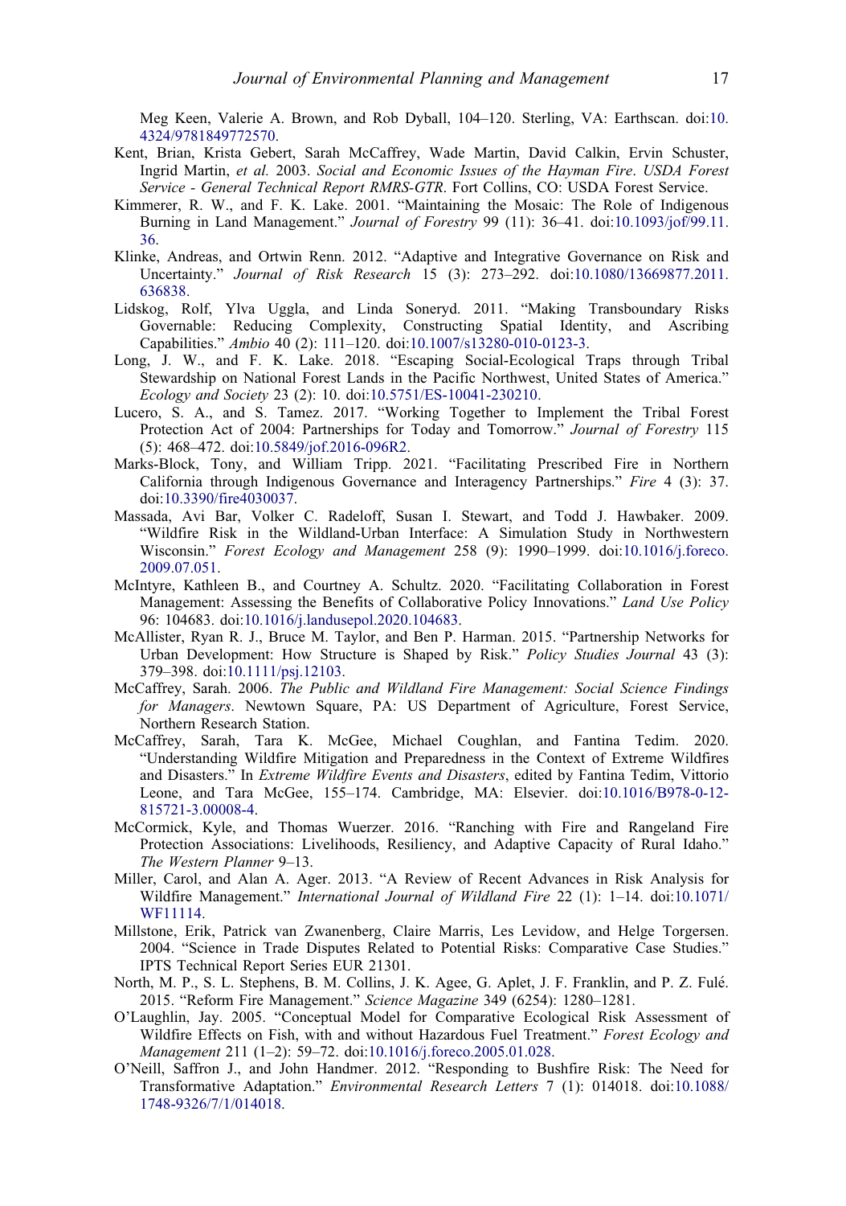Meg Keen, Valerie A. Brown, and Rob Dyball, 104–120. Sterling, VA: Earthscan. doi:10.4324/9781849772570.

Kent, Brian, Krista Gebert, Sarah McCaffrey, Wade Martin, David Calkin, Ervin Schuster, Ingrid Martin, *et al.* 2003. *Social and Economic Issues of the Hayman Fire*. *USDA Forest Service - General Technical Report RMRS-GTR*. Fort Collins, CO: USDA Forest Service.

Kimmerer, R. W., and F. K. Lake. 2001. "Maintaining the Mosaic: The Role of Indigenous Burning in Land Management." *Journal of Forestry* 99 (11): 36–41. doi:10.1093/jof/99.11.36.

Klinke, Andreas, and Ortwin Renn. 2012. "Adaptive and Integrative Governance on Risk and Uncertainty." *Journal of Risk Research* 15 (3): 273–292. doi:10.1080/13669877.2011.636838.

Lidskog, Rolf, Ylva Uggla, and Linda Soneryd. 2011. "Making Transboundary Risks Governable: Reducing Complexity, Constructing Spatial Identity, and Ascribing Capabilities." *Ambio* 40 (2): 111–120. doi:10.1007/s13280-010-0123-3.

Long, J. W., and F. K. Lake. 2018. "Escaping Social-Ecological Traps through Tribal Stewardship on National Forest Lands in the Pacific Northwest, United States of America." *Ecology and Society* 23 (2): 10. doi:10.5751/ES-10041-230210.

Lucero, S. A., and S. Tamez. 2017. "Working Together to Implement the Tribal Forest Protection Act of 2004: Partnerships for Today and Tomorrow." *Journal of Forestry* 115 (5): 468–472. doi:10.5849/jof.2016-096R2.

Marks-Block, Tony, and William Tripp. 2021. "Facilitating Prescribed Fire in Northern California through Indigenous Governance and Interagency Partnerships." *Fire* 4 (3): 37. doi:10.3390/fire4030037.

Massada, Avi Bar, Volker C. Radeloff, Susan I. Stewart, and Todd J. Hawbaker. 2009. "Wildfire Risk in the Wildland-Urban Interface: A Simulation Study in Northwestern Wisconsin." *Forest Ecology and Management* 258 (9): 1990–1999. doi:10.1016/j.foreco.2009.07.051.

McIntyre, Kathleen B., and Courtney A. Schultz. 2020. "Facilitating Collaboration in Forest Management: Assessing the Benefits of Collaborative Policy Innovations." *Land Use Policy* 96: 104683. doi:10.1016/j.landusepol.2020.104683.

McAllister, Ryan R. J., Bruce M. Taylor, and Ben P. Harman. 2015. "Partnership Networks for Urban Development: How Structure is Shaped by Risk." *Policy Studies Journal* 43 (3): 379–398. doi:10.1111/psj.12103.

McCaffrey, Sarah. 2006. *The Public and Wildland Fire Management: Social Science Findings for Managers*. Newtown Square, PA: US Department of Agriculture, Forest Service, Northern Research Station.

McCaffrey, Sarah, Tara K. McGee, Michael Coughlan, and Fantina Tedim. 2020. "Understanding Wildfire Mitigation and Preparedness in the Context of Extreme Wildfires and Disasters." In *Extreme Wildfire Events and Disasters*, edited by Fantina Tedim, Vittorio Leone, and Tara McGee, 155–174. Cambridge, MA: Elsevier. doi:10.1016/B978-0-12-815721-3.00008-4.

McCormick, Kyle, and Thomas Wuerzer. 2016. "Ranching with Fire and Rangeland Fire Protection Associations: Livelihoods, Resiliency, and Adaptive Capacity of Rural Idaho." *The Western Planner* 9–13.

Miller, Carol, and Alan A. Ager. 2013. "A Review of Recent Advances in Risk Analysis for Wildfire Management." *International Journal of Wildland Fire* 22 (1): 1–14. doi:10.1071/WF11114.

Millstone, Erik, Patrick van Zwanenberg, Claire Marris, Les Levidow, and Helge Torgersen. 2004. "Science in Trade Disputes Related to Potential Risks: Comparative Case Studies." IPTS Technical Report Series EUR 21301.

North, M. P., S. L. Stephens, B. M. Collins, J. K. Agee, G. Aplet, J. F. Franklin, and P. Z. Fulé. 2015. "Reform Fire Management." *Science Magazine* 349 (6254): 1280–1281.

O'Laughlin, Jay. 2005. "Conceptual Model for Comparative Ecological Risk Assessment of Wildfire Effects on Fish, with and without Hazardous Fuel Treatment." *Forest Ecology and Management* 211 (1–2): 59–72. doi:10.1016/j.foreco.2005.01.028.

O'Neill, Saffron J., and John Handmer. 2012. "Responding to Bushfire Risk: The Need for Transformative Adaptation." *Environmental Research Letters* 7 (1): 014018. doi:10.1088/1748-9326/7/1/014018.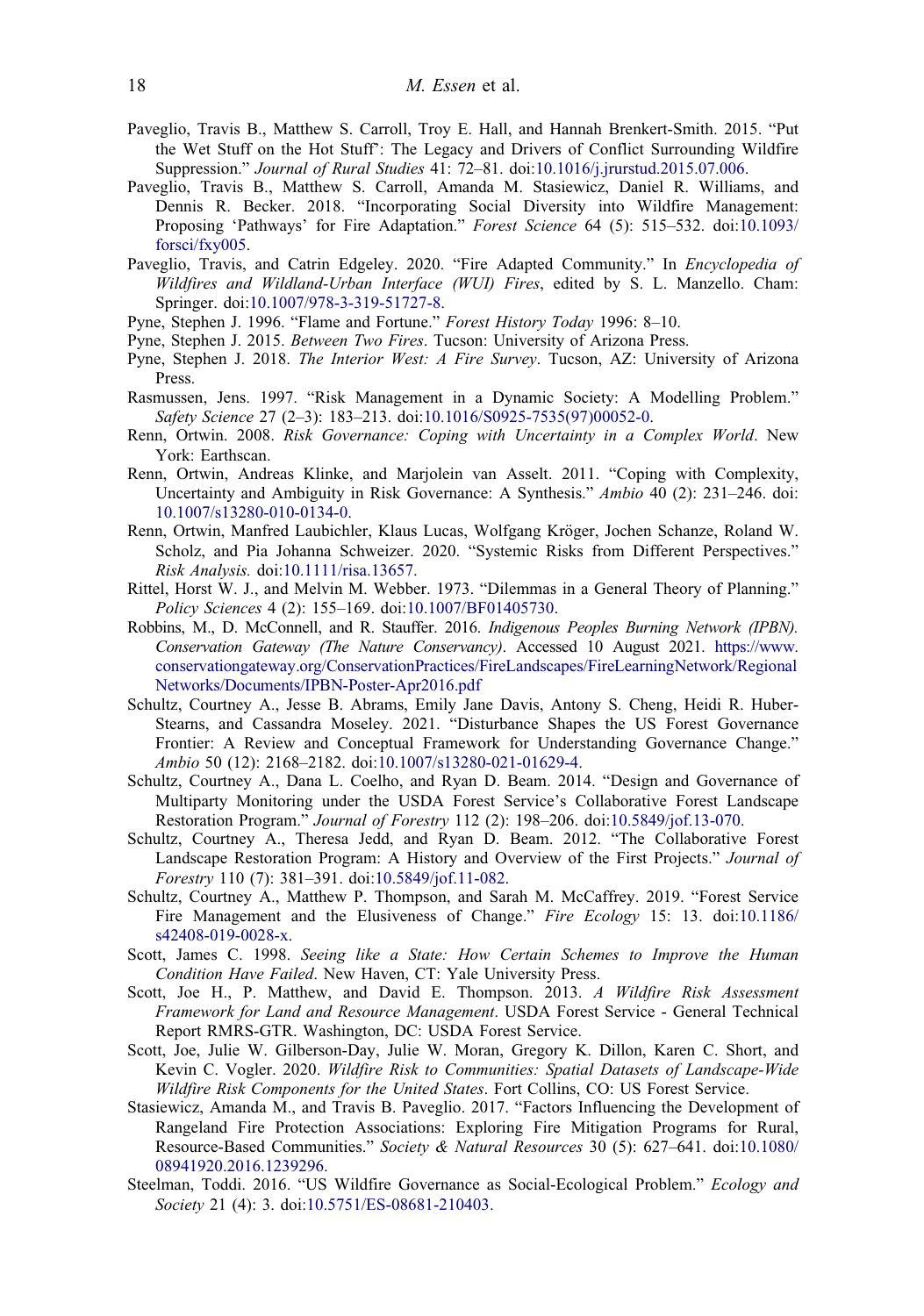Paveglio, Travis B., Matthew S. Carroll, Troy E. Hall, and Hannah Brenkert-Smith. 2015. "Put the Wet Stuff on the Hot Stuff": The Legacy and Drivers of Conflict Surrounding Wildfire Suppression." *Journal of Rural Studies* 41: 72–81. doi:10.1016/j.jrurstud.2015.07.006.

Paveglio, Travis B., Matthew S. Carroll, Amanda M. Stasiewicz, Daniel R. Williams, and Dennis R. Becker. 2018. "Incorporating Social Diversity into Wildfire Management: Proposing 'Pathways' for Fire Adaptation." *Forest Science* 64 (5): 515–532. doi:10.1093/forsci/fxy005.

Paveglio, Travis, and Catrin Edgeley. 2020. "Fire Adapted Community." In *Encyclopedia of Wildfires and Wildland-Urban Interface (WUI) Fires*, edited by S. L. Manzello. Cham: Springer. doi:10.1007/978-3-319-51727-8.

Pyne, Stephen J. 1996. "Flame and Fortune." *Forest History Today* 1996: 8–10.

Pyne, Stephen J. 2015. *Between Two Fires*. Tucson: University of Arizona Press.

Pyne, Stephen J. 2018. *The Interior West: A Fire Survey*. Tucson, AZ: University of Arizona Press.

Rasmussen, Jens. 1997. "Risk Management in a Dynamic Society: A Modelling Problem." *Safety Science* 27 (2–3): 183–213. doi:10.1016/S0925-7535(97)00052-0.

Renn, Ortwin. 2008. *Risk Governance: Coping with Uncertainty in a Complex World*. New York: Earthscan.

Renn, Ortwin, Andreas Klinke, and Marjolein van Asselt. 2011. "Coping with Complexity, Uncertainty and Ambiguity in Risk Governance: A Synthesis." *Ambio* 40 (2): 231–246. doi:10.1007/s13280-010-0134-0.

Renn, Ortwin, Manfred Laubichler, Klaus Lucas, Wolfgang Kröger, Jochen Schanze, Roland W. Scholz, and Pia Johanna Schweizer. 2020. "Systemic Risks from Different Perspectives." *Risk Analysis.* doi:10.1111/risa.13657.

Rittel, Horst W. J., and Melvin M. Webber. 1973. "Dilemmas in a General Theory of Planning." *Policy Sciences* 4 (2): 155–169. doi:10.1007/BF01405730.

Robbins, M., D. McConnell, and R. Stauffer. 2016. *Indigenous Peoples Burning Network (IPBN). Conservation Gateway (The Nature Conservancy)*. Accessed 10 August 2021. https://www.conservationgateway.org/ConservationPractices/FireLandscapes/FireLearningNetwork/RegionalNetworks/Documents/IPBN-Poster-Apr2016.pdf

Schultz, Courtney A., Jesse B. Abrams, Emily Jane Davis, Antony S. Cheng, Heidi R. Huber-Stearns, and Cassandra Moseley. 2021. "Disturbance Shapes the US Forest Governance Frontier: A Review and Conceptual Framework for Understanding Governance Change." *Ambio* 50 (12): 2168–2182. doi:10.1007/s13280-021-01629-4.

Schultz, Courtney A., Dana L. Coelho, and Ryan D. Beam. 2014. "Design and Governance of Multiparty Monitoring under the USDA Forest Service's Collaborative Forest Landscape Restoration Program." *Journal of Forestry* 112 (2): 198–206. doi:10.5849/jof.13-070.

Schultz, Courtney A., Theresa Jedd, and Ryan D. Beam. 2012. "The Collaborative Forest Landscape Restoration Program: A History and Overview of the First Projects." *Journal of Forestry* 110 (7): 381–391. doi:10.5849/jof.11-082.

Schultz, Courtney A., Matthew P. Thompson, and Sarah M. McCaffrey. 2019. "Forest Service Fire Management and the Elusiveness of Change." *Fire Ecology* 15: 13. doi:10.1186/s42408-019-0028-x.

Scott, James C. 1998. *Seeing like a State: How Certain Schemes to Improve the Human Condition Have Failed*. New Haven, CT: Yale University Press.

Scott, Joe H., P. Matthew, and David E. Thompson. 2013. *A Wildfire Risk Assessment Framework for Land and Resource Management*. USDA Forest Service - General Technical Report RMRS-GTR. Washington, DC: USDA Forest Service.

Scott, Joe, Julie W. Gilberson-Day, Julie W. Moran, Gregory K. Dillon, Karen C. Short, and Kevin C. Vogler. 2020. *Wildfire Risk to Communities: Spatial Datasets of Landscape-Wide Wildfire Risk Components for the United States*. Fort Collins, CO: US Forest Service.

Stasiewicz, Amanda M., and Travis B. Paveglio. 2017. "Factors Influencing the Development of Rangeland Fire Protection Associations: Exploring Fire Mitigation Programs for Rural, Resource-Based Communities." *Society & Natural Resources* 30 (5): 627–641. doi:10.1080/08941920.2016.1239296.

Steelman, Toddi. 2016. "US Wildfire Governance as Social-Ecological Problem." *Ecology and Society* 21 (4): 3. doi:10.5751/ES-08681-210403.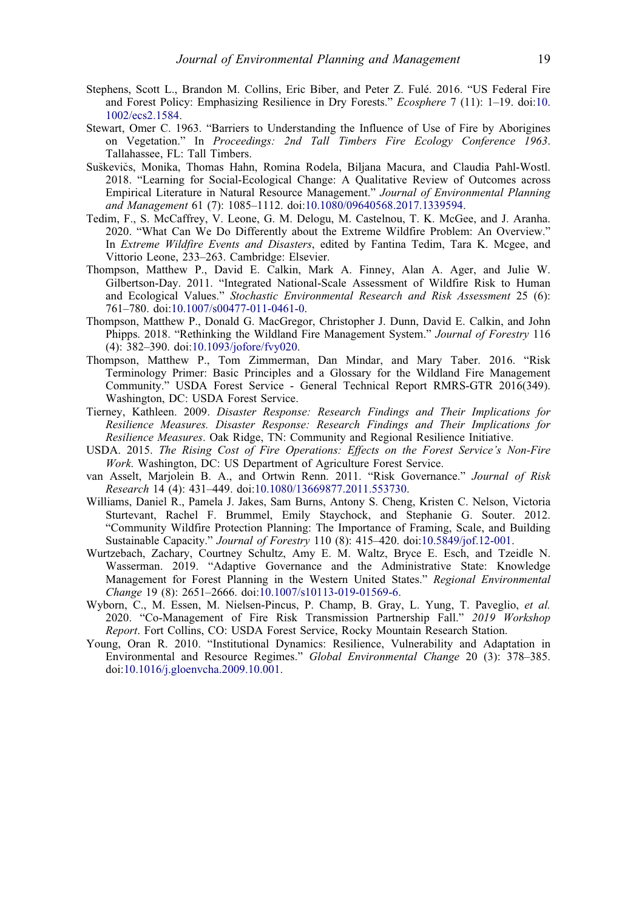Stephens, Scott L., Brandon M. Collins, Eric Biber, and Peter Z. Fulé. 2016. "US Federal Fire and Forest Policy: Emphasizing Resilience in Dry Forests." *Ecosphere* 7 (11): 1–19. doi:10.1002/ecs2.1584.

Stewart, Omer C. 1963. "Barriers to Understanding the Influence of Use of Fire by Aborigines on Vegetation." In *Proceedings: 2nd Tall Timbers Fire Ecology Conference 1963*. Tallahassee, FL: Tall Timbers.

Suškevičs, Monika, Thomas Hahn, Romina Rodela, Biljana Macura, and Claudia Pahl-Wostl. 2018. "Learning for Social-Ecological Change: A Qualitative Review of Outcomes across Empirical Literature in Natural Resource Management." *Journal of Environmental Planning and Management* 61 (7): 1085–1112. doi:10.1080/09640568.2017.1339594.

Tedim, F., S. McCaffrey, V. Leone, G. M. Delogu, M. Castelnou, T. K. McGee, and J. Aranha. 2020. "What Can We Do Differently about the Extreme Wildfire Problem: An Overview." In *Extreme Wildfire Events and Disasters*, edited by Fantina Tedim, Tara K. Mcgee, and Vittorio Leone, 233–263. Cambridge: Elsevier.

Thompson, Matthew P., David E. Calkin, Mark A. Finney, Alan A. Ager, and Julie W. Gilbertson-Day. 2011. "Integrated National-Scale Assessment of Wildfire Risk to Human and Ecological Values." *Stochastic Environmental Research and Risk Assessment* 25 (6): 761–780. doi:10.1007/s00477-011-0461-0.

Thompson, Matthew P., Donald G. MacGregor, Christopher J. Dunn, David E. Calkin, and John Phipps. 2018. "Rethinking the Wildland Fire Management System." *Journal of Forestry* 116 (4): 382–390. doi:10.1093/jofore/fvy020.

Thompson, Matthew P., Tom Zimmerman, Dan Mindar, and Mary Taber. 2016. "Risk Terminology Primer: Basic Principles and a Glossary for the Wildland Fire Management Community." USDA Forest Service - General Technical Report RMRS-GTR 2016(349). Washington, DC: USDA Forest Service.

Tierney, Kathleen. 2009. *Disaster Response: Research Findings and Their Implications for Resilience Measures. Disaster Response: Research Findings and Their Implications for Resilience Measures*. Oak Ridge, TN: Community and Regional Resilience Initiative.

USDA. 2015. *The Rising Cost of Fire Operations: Effects on the Forest Service's Non-Fire Work*. Washington, DC: US Department of Agriculture Forest Service.

van Asselt, Marjolein B. A., and Ortwin Renn. 2011. "Risk Governance." *Journal of Risk Research* 14 (4): 431–449. doi:10.1080/13669877.2011.553730.

Williams, Daniel R., Pamela J. Jakes, Sam Burns, Antony S. Cheng, Kristen C. Nelson, Victoria Sturtevant, Rachel F. Brummel, Emily Staychock, and Stephanie G. Souter. 2012. "Community Wildfire Protection Planning: The Importance of Framing, Scale, and Building Sustainable Capacity." *Journal of Forestry* 110 (8): 415–420. doi:10.5849/jof.12-001.

Wurtzebach, Zachary, Courtney Schultz, Amy E. M. Waltz, Bryce E. Esch, and Tzeidle N. Wasserman. 2019. "Adaptive Governance and the Administrative State: Knowledge Management for Forest Planning in the Western United States." *Regional Environmental Change* 19 (8): 2651–2666. doi:10.1007/s10113-019-01569-6.

Wyborn, C., M. Essen, M. Nielsen-Pincus, P. Champ, B. Gray, L. Yung, T. Paveglio, *et al.* 2020. "Co-Management of Fire Risk Transmission Partnership Fall." *2019 Workshop Report*. Fort Collins, CO: USDA Forest Service, Rocky Mountain Research Station.

Young, Oran R. 2010. "Institutional Dynamics: Resilience, Vulnerability and Adaptation in Environmental and Resource Regimes." *Global Environmental Change* 20 (3): 378–385. doi:10.1016/j.gloenvcha.2009.10.001.